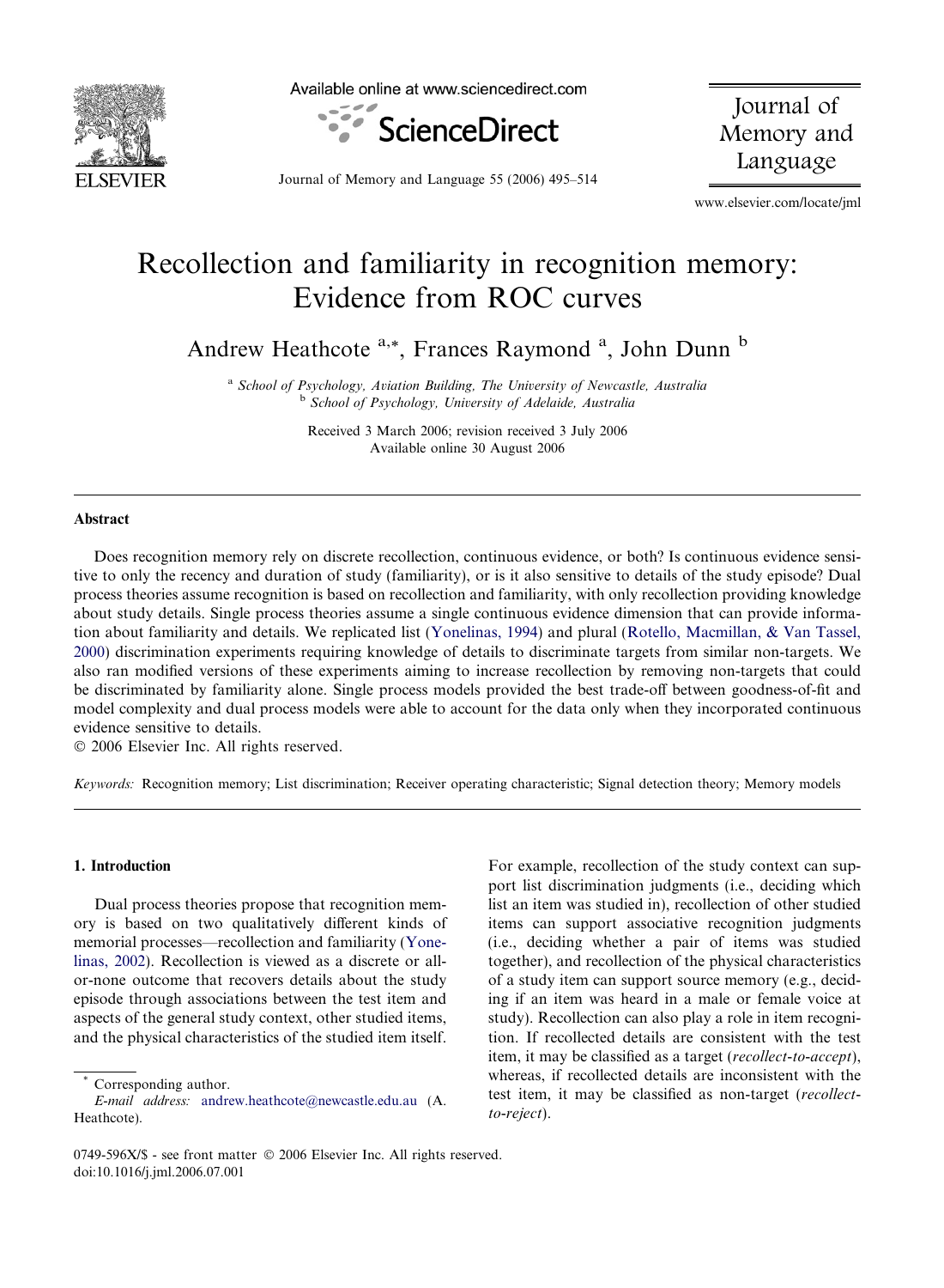# Recollection and familiarity in recognition memory: Evidence from ROC curves

Andrew Heathcote [a,*], Frances Raymond [a], John Dunn [b]

[a] School of Psychology, Aviation Building, The University of Newcastle, Australia
[b] School of Psychology, University of Adelaide, Australia

Received 3 March 2006; revision received 3 July 2006
Available online 30 August 2006

## Abstract

Does recognition memory rely on discrete recollection, continuous evidence, or both? Is continuous evidence sensitive to only the recency and duration of study (familiarity), or is it also sensitive to details of the study episode? Dual process theories assume recognition is based on recollection and familiarity, with only recollection providing knowledge about study details. Single process theories assume a single continuous evidence dimension that can provide information about familiarity and details. We replicated list (Yonelinas, 1994) and plural (Rotello, Macmillan, & Van Tassel, 2000) discrimination experiments requiring knowledge of details to discriminate targets from similar non-targets. We also ran modified versions of these experiments aiming to increase recollection by removing non-targets that could be discriminated by familiarity alone. Single process models provided the best trade-off between goodness-of-fit and model complexity and dual process models were able to account for the data only when they incorporated continuous evidence sensitive to details.

© 2006 Elsevier Inc. All rights reserved.

*Keywords:* Recognition memory; List discrimination; Receiver operating characteristic; Signal detection theory; Memory models

## 1. Introduction

Dual process theories propose that recognition memory is based on two qualitatively different kinds of memorial processes—recollection and familiarity (Yonelinas, 2002). Recollection is viewed as a discrete or all-or-none outcome that recovers details about the study episode through associations between the test item and aspects of the general study context, other studied items, and the physical characteristics of the studied item itself. For example, recollection of the study context can support list discrimination judgments (i.e., deciding which list an item was studied in), recollection of other studied items can support associative recognition judgments (i.e., deciding whether a pair of items was studied together), and recollection of the physical characteristics of a study item can support source memory (e.g., deciding if an item was heard in a male or female voice at study). Recollection can also play a role in item recognition. If recollected details are consistent with the test item, it may be classified as a target (*recollect-to-accept*), whereas, if recollected details are inconsistent with the test item, it may be classified as non-target (*recollect-to-reject*).

\* Corresponding author.
*E-mail address:* andrew.heathcote@newcastle.edu.au (A. Heathcote).

0749-596X/$ - see front matter © 2006 Elsevier Inc. All rights reserved.
doi:10.1016/j.jml.2006.07.001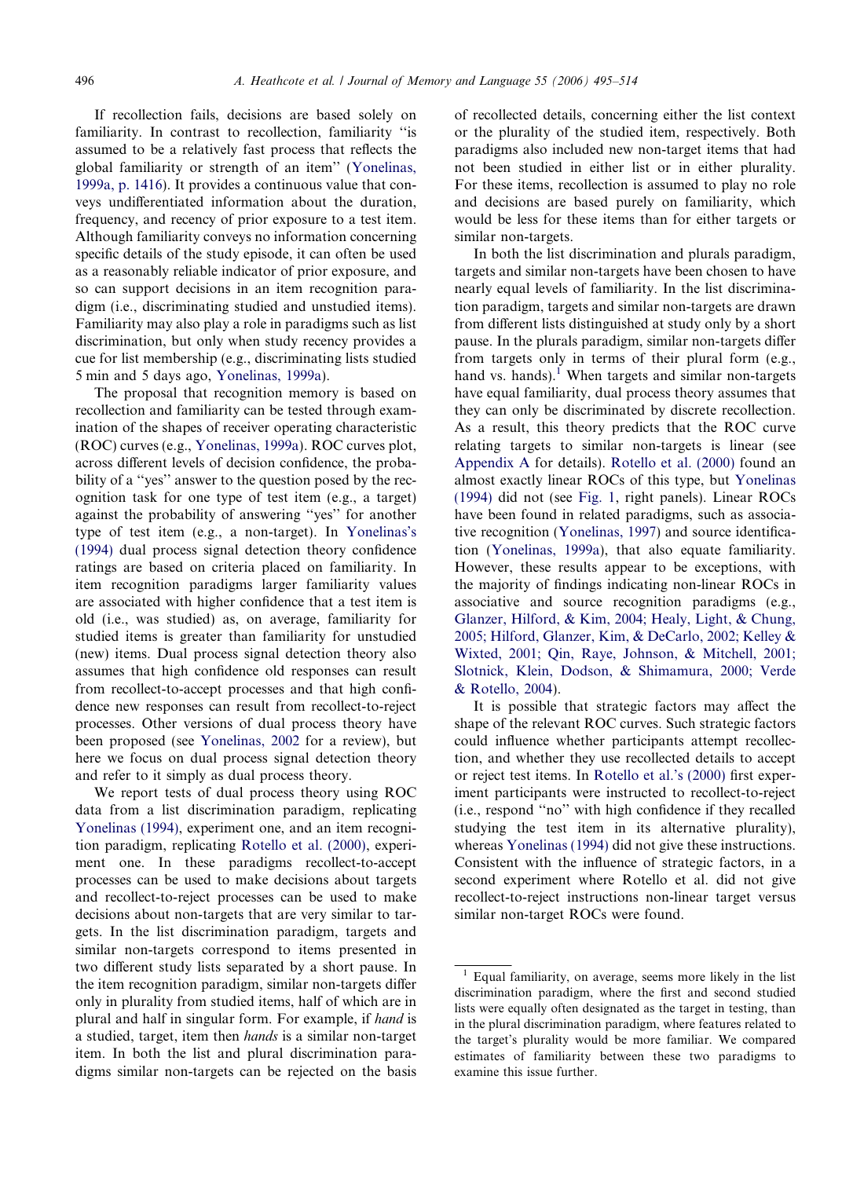If recollection fails, decisions are based solely on familiarity. In contrast to recollection, familiarity "is assumed to be a relatively fast process that reflects the global familiarity or strength of an item" (Yonelinas, 1999a, p. 1416). It provides a continuous value that conveys undifferentiated information about the duration, frequency, and recency of prior exposure to a test item. Although familiarity conveys no information concerning specific details of the study episode, it can often be used as a reasonably reliable indicator of prior exposure, and so can support decisions in an item recognition paradigm (i.e., discriminating studied and unstudied items). Familiarity may also play a role in paradigms such as list discrimination, but only when study recency provides a cue for list membership (e.g., discriminating lists studied 5 min and 5 days ago, Yonelinas, 1999a).

The proposal that recognition memory is based on recollection and familiarity can be tested through examination of the shapes of receiver operating characteristic (ROC) curves (e.g., Yonelinas, 1999a). ROC curves plot, across different levels of decision confidence, the probability of a "yes" answer to the question posed by the recognition task for one type of test item (e.g., a target) against the probability of answering "yes" for another type of test item (e.g., a non-target). In Yonelinas's (1994) dual process signal detection theory confidence ratings are based on criteria placed on familiarity. In item recognition paradigms larger familiarity values are associated with higher confidence that a test item is old (i.e., was studied) as, on average, familiarity for studied items is greater than familiarity for unstudied (new) items. Dual process signal detection theory also assumes that high confidence old responses can result from recollect-to-accept processes and that high confidence new responses can result from recollect-to-reject processes. Other versions of dual process theory have been proposed (see Yonelinas, 2002 for a review), but here we focus on dual process signal detection theory and refer to it simply as dual process theory.

We report tests of dual process theory using ROC data from a list discrimination paradigm, replicating Yonelinas (1994), experiment one, and an item recognition paradigm, replicating Rotello et al. (2000), experiment one. In these paradigms recollect-to-accept processes can be used to make decisions about targets and recollect-to-reject processes can be used to make decisions about non-targets that are very similar to targets. In the list discrimination paradigm, targets and similar non-targets correspond to items presented in two different study lists separated by a short pause. In the item recognition paradigm, similar non-targets differ only in plurality from studied items, half of which are in plural and half in singular form. For example, if *hand* is a studied, target, item then *hands* is a similar non-target item. In both the list and plural discrimination paradigms similar non-targets can be rejected on the basis of recollected details, concerning either the list context or the plurality of the studied item, respectively. Both paradigms also included new non-target items that had not been studied in either list or in either plurality. For these items, recollection is assumed to play no role and decisions are based purely on familiarity, which would be less for these items than for either targets or similar non-targets.

In both the list discrimination and plurals paradigm, targets and similar non-targets have been chosen to have nearly equal levels of familiarity. In the list discrimination paradigm, targets and similar non-targets are drawn from different lists distinguished at study only by a short pause. In the plurals paradigm, similar non-targets differ from targets only in terms of their plural form (e.g., hand vs. hands).[1] When targets and similar non-targets have equal familiarity, dual process theory assumes that they can only be discriminated by discrete recollection. As a result, this theory predicts that the ROC curve relating targets to similar non-targets is linear (see Appendix A for details). Rotello et al. (2000) found an almost exactly linear ROCs of this type, but Yonelinas (1994) did not (see Fig. 1, right panels). Linear ROCs have been found in related paradigms, such as associative recognition (Yonelinas, 1997) and source identification (Yonelinas, 1999a), that also equate familiarity. However, these results appear to be exceptions, with the majority of findings indicating non-linear ROCs in associative and source recognition paradigms (e.g., Glanzer, Hilford, & Kim, 2004; Healy, Light, & Chung, 2005; Hilford, Glanzer, Kim, & DeCarlo, 2002; Kelley & Wixted, 2001; Qin, Raye, Johnson, & Mitchell, 2001; Slotnick, Klein, Dodson, & Shimamura, 2000; Verde & Rotello, 2004).

It is possible that strategic factors may affect the shape of the relevant ROC curves. Such strategic factors could influence whether participants attempt recollection, and whether they use recollected details to accept or reject test items. In Rotello et al.'s (2000) first experiment participants were instructed to recollect-to-reject (i.e., respond "no" with high confidence if they recalled studying the test item in its alternative plurality), whereas Yonelinas (1994) did not give these instructions. Consistent with the influence of strategic factors, in a second experiment where Rotello et al. did not give recollect-to-reject instructions non-linear target versus similar non-target ROCs were found.

[1] Equal familiarity, on average, seems more likely in the list discrimination paradigm, where the first and second studied lists were equally often designated as the target in testing, than in the plural discrimination paradigm, where features related to the target's plurality would be more familiar. We compared estimates of familiarity between these two paradigms to examine this issue further.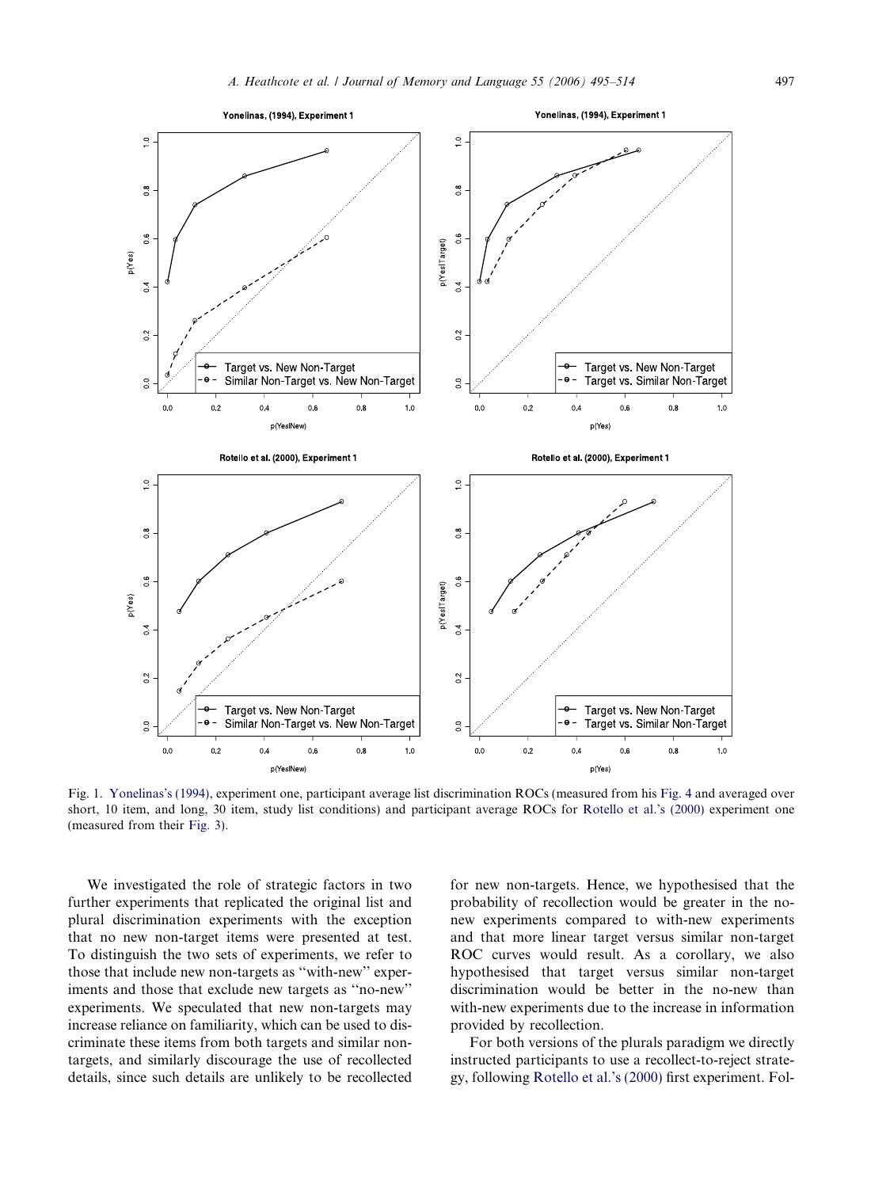Fig. 1. Yonelinas's (1994), experiment one, participant average list discrimination ROCs (measured from his Fig. 4 and averaged over short, 10 item, and long, 30 item, study list conditions) and participant average ROCs for Rotello et al.'s (2000) experiment one (measured from their Fig. 3).

We investigated the role of strategic factors in two further experiments that replicated the original list and plural discrimination experiments with the exception that no new non-target items were presented at test. To distinguish the two sets of experiments, we refer to those that include new non-targets as "with-new" experiments and those that exclude new targets as "no-new" experiments. We speculated that new non-targets may increase reliance on familiarity, which can be used to discriminate these items from both targets and similar non-targets, and similarly discourage the use of recollected details, since such details are unlikely to be recollected for new non-targets. Hence, we hypothesised that the probability of recollection would be greater in the no-new experiments compared to with-new experiments and that more linear target versus similar non-target ROC curves would result. As a corollary, we also hypothesised that target versus similar non-target discrimination would be better in the no-new than with-new experiments due to the increase in information provided by recollection.

For both versions of the plurals paradigm we directly instructed participants to use a recollect-to-reject strategy, following Rotello et al.'s (2000) first experiment. Fol-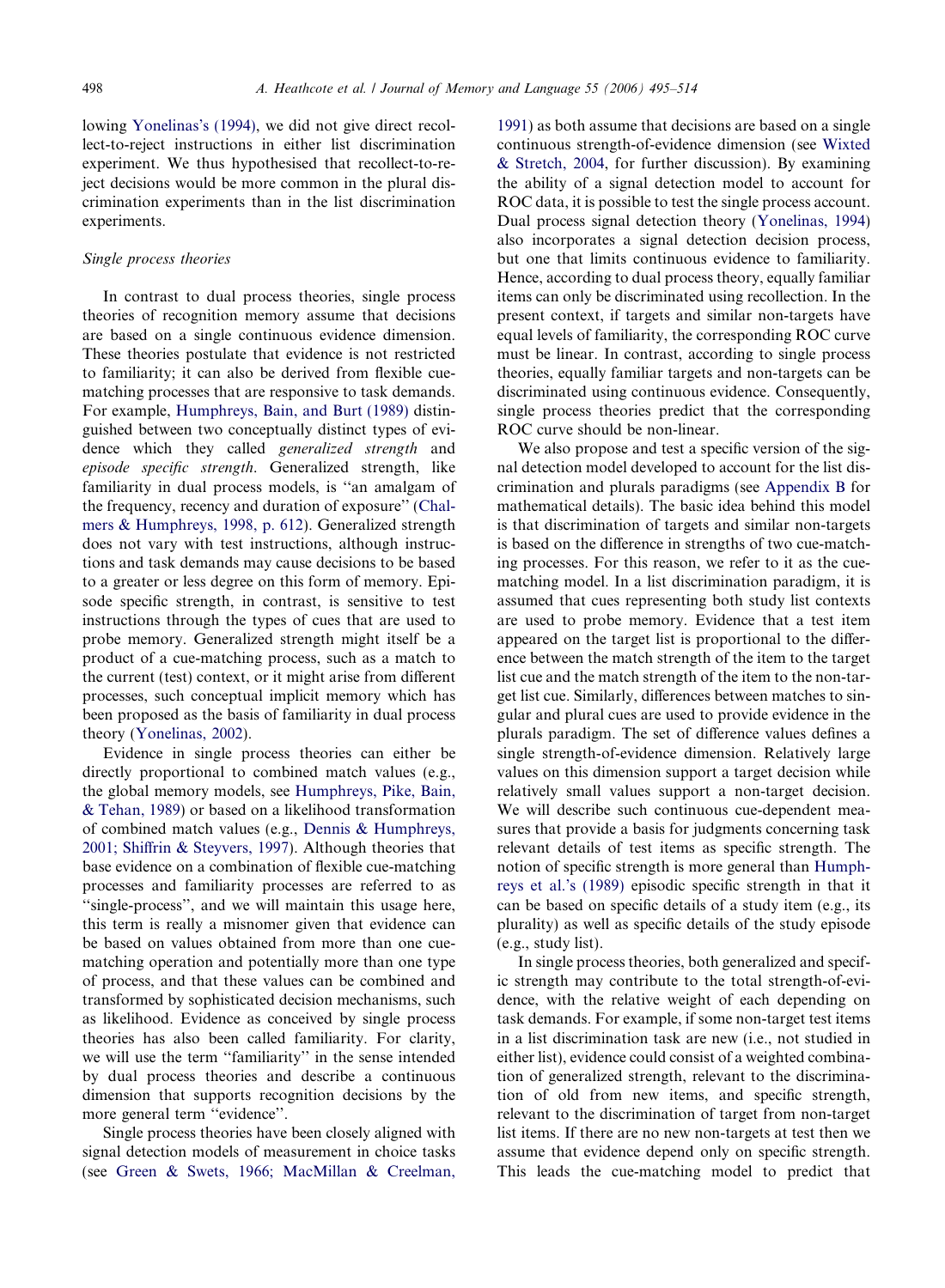lowing Yonelinas's (1994), we did not give direct recollect-to-reject instructions in either list discrimination experiment. We thus hypothesised that recollect-to-reject decisions would be more common in the plural discrimination experiments than in the list discrimination experiments.

### *Single process theories*

In contrast to dual process theories, single process theories of recognition memory assume that decisions are based on a single continuous evidence dimension. These theories postulate that evidence is not restricted to familiarity; it can also be derived from flexible cue-matching processes that are responsive to task demands. For example, Humphreys, Bain, and Burt (1989) distinguished between two conceptually distinct types of evidence which they called *generalized strength* and *episode specific strength*. Generalized strength, like familiarity in dual process models, is "an amalgam of the frequency, recency and duration of exposure" (Chalmers & Humphreys, 1998, p. 612). Generalized strength does not vary with test instructions, although instructions and task demands may cause decisions to be based to a greater or less degree on this form of memory. Episode specific strength, in contrast, is sensitive to test instructions through the types of cues that are used to probe memory. Generalized strength might itself be a product of a cue-matching process, such as a match to the current (test) context, or it might arise from different processes, such conceptual implicit memory which has been proposed as the basis of familiarity in dual process theory (Yonelinas, 2002).

Evidence in single process theories can either be directly proportional to combined match values (e.g., the global memory models, see Humphreys, Pike, Bain, & Tehan, 1989) or based on a likelihood transformation of combined match values (e.g., Dennis & Humphreys, 2001; Shiffrin & Steyvers, 1997). Although theories that base evidence on a combination of flexible cue-matching processes and familiarity processes are referred to as "single-process", and we will maintain this usage here, this term is really a misnomer given that evidence can be based on values obtained from more than one cue-matching operation and potentially more than one type of process, and that these values can be combined and transformed by sophisticated decision mechanisms, such as likelihood. Evidence as conceived by single process theories has also been called familiarity. For clarity, we will use the term "familiarity" in the sense intended by dual process theories and describe a continuous dimension that supports recognition decisions by the more general term "evidence".

Single process theories have been closely aligned with signal detection models of measurement in choice tasks (see Green & Swets, 1966; MacMillan & Creelman, 1991) as both assume that decisions are based on a single continuous strength-of-evidence dimension (see Wixted & Stretch, 2004, for further discussion). By examining the ability of a signal detection model to account for ROC data, it is possible to test the single process account. Dual process signal detection theory (Yonelinas, 1994) also incorporates a signal detection decision process, but one that limits continuous evidence to familiarity. Hence, according to dual process theory, equally familiar items can only be discriminated using recollection. In the present context, if targets and similar non-targets have equal levels of familiarity, the corresponding ROC curve must be linear. In contrast, according to single process theories, equally familiar targets and non-targets can be discriminated using continuous evidence. Consequently, single process theories predict that the corresponding ROC curve should be non-linear.

We also propose and test a specific version of the signal detection model developed to account for the list discrimination and plurals paradigms (see Appendix B for mathematical details). The basic idea behind this model is that discrimination of targets and similar non-targets is based on the difference in strengths of two cue-matching processes. For this reason, we refer to it as the cue-matching model. In a list discrimination paradigm, it is assumed that cues representing both study list contexts are used to probe memory. Evidence that a test item appeared on the target list is proportional to the difference between the match strength of the item to the target list cue and the match strength of the item to the non-target list cue. Similarly, differences between matches to singular and plural cues are used to provide evidence in the plurals paradigm. The set of difference values defines a single strength-of-evidence dimension. Relatively large values on this dimension support a target decision while relatively small values support a non-target decision. We will describe such continuous cue-dependent measures that provide a basis for judgments concerning task relevant details of test items as specific strength. The notion of specific strength is more general than Humphreys et al.'s (1989) episodic specific strength in that it can be based on specific details of a study item (e.g., its plurality) as well as specific details of the study episode (e.g., study list).

In single process theories, both generalized and specific strength may contribute to the total strength-of-evidence, with the relative weight of each depending on task demands. For example, if some non-target test items in a list discrimination task are new (i.e., not studied in either list), evidence could consist of a weighted combination of generalized strength, relevant to the discrimination of old from new items, and specific strength, relevant to the discrimination of target from non-target list items. If there are no new non-targets at test then we assume that evidence depend only on specific strength. This leads the cue-matching model to predict that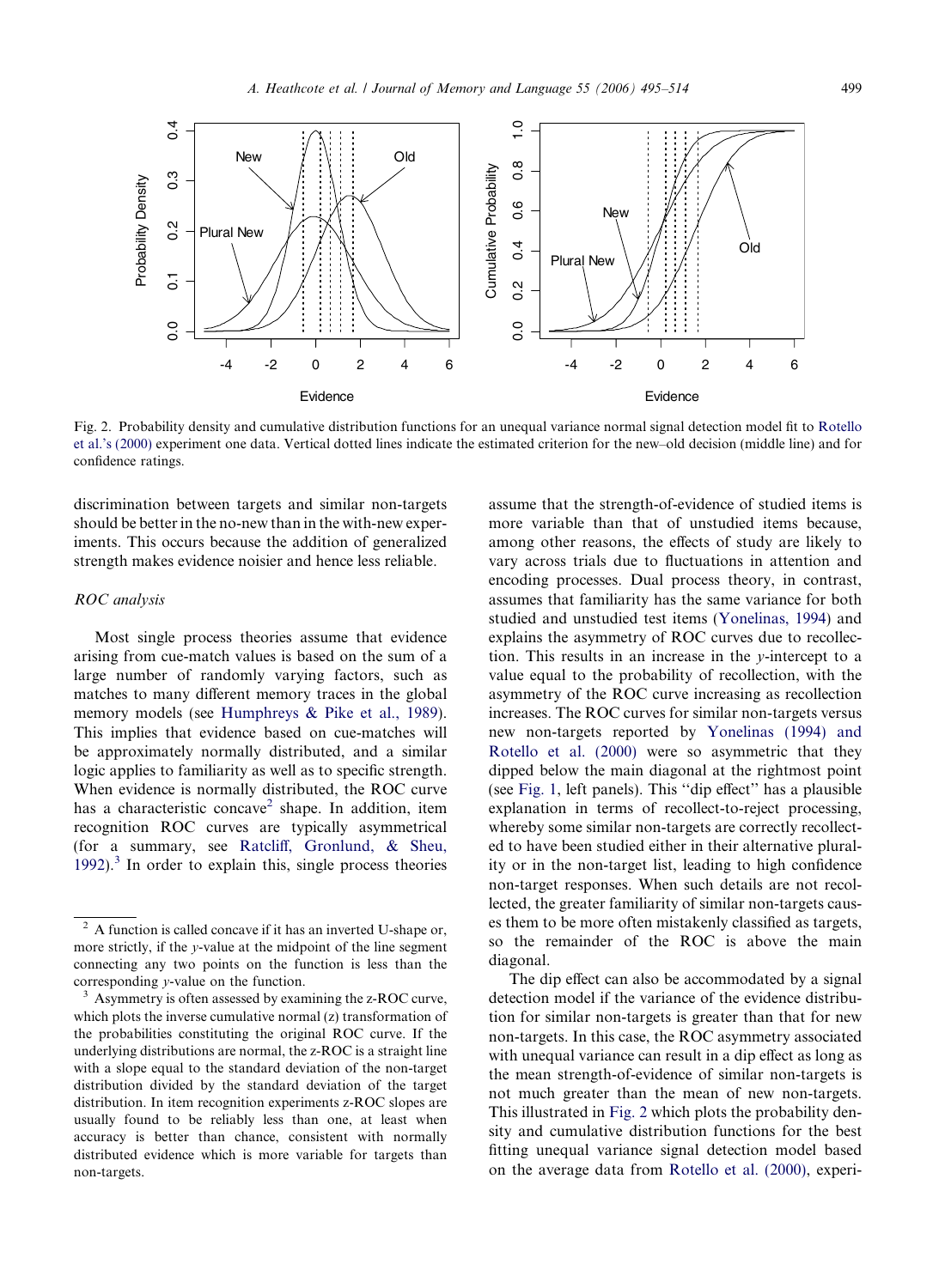Fig. 2. Probability density and cumulative distribution functions for an unequal variance normal signal detection model fit to Rotello et al.'s (2000) experiment one data. Vertical dotted lines indicate the estimated criterion for the new–old decision (middle line) and for confidence ratings.

discrimination between targets and similar non-targets should be better in the no-new than in the with-new experiments. This occurs because the addition of generalized strength makes evidence noisier and hence less reliable.

### ROC analysis

Most single process theories assume that evidence arising from cue-match values is based on the sum of a large number of randomly varying factors, such as matches to many different memory traces in the global memory models (see Humphreys & Pike et al., 1989). This implies that evidence based on cue-matches will be approximately normally distributed, and a similar logic applies to familiarity as well as to specific strength. When evidence is normally distributed, the ROC curve has a characteristic concave[2] shape. In addition, item recognition ROC curves are typically asymmetrical (for a summary, see Ratcliff, Gronlund, & Sheu, 1992).[3] In order to explain this, single process theories assume that the strength-of-evidence of studied items is more variable than that of unstudied items because, among other reasons, the effects of study are likely to vary across trials due to fluctuations in attention and encoding processes. Dual process theory, in contrast, assumes that familiarity has the same variance for both studied and unstudied test items (Yonelinas, 1994) and explains the asymmetry of ROC curves due to recollection. This results in an increase in the $y$-intercept to a value equal to the probability of recollection, with the asymmetry of the ROC curve increasing as recollection increases. The ROC curves for similar non-targets versus new non-targets reported by Yonelinas (1994) and Rotello et al. (2000) were so asymmetric that they dipped below the main diagonal at the rightmost point (see Fig. 1, left panels). This "dip effect" has a plausible explanation in terms of recollect-to-reject processing, whereby some similar non-targets are correctly recollected to have been studied either in their alternative plurality or in the non-target list, leading to high confidence non-target responses. When such details are not recollected, the greater familiarity of similar non-targets causes them to be more often mistakenly classified as targets, so the remainder of the ROC is above the main diagonal.

The dip effect can also be accommodated by a signal detection model if the variance of the evidence distribution for similar non-targets is greater than that for new non-targets. In this case, the ROC asymmetry associated with unequal variance can result in a dip effect as long as the mean strength-of-evidence of similar non-targets is not much greater than the mean of new non-targets. This illustrated in Fig. 2 which plots the probability density and cumulative distribution functions for the best fitting unequal variance signal detection model based on the average data from Rotello et al. (2000), experi-

[2] A function is called concave if it has an inverted U-shape or, more strictly, if the $y$-value at the midpoint of the line segment connecting any two points on the function is less than the corresponding $y$-value on the function.

[3] Asymmetry is often assessed by examining the z-ROC curve, which plots the inverse cumulative normal (z) transformation of the probabilities constituting the original ROC curve. If the underlying distributions are normal, the z-ROC is a straight line with a slope equal to the standard deviation of the non-target distribution divided by the standard deviation of the target distribution. In item recognition experiments z-ROC slopes are usually found to be reliably less than one, at least when accuracy is better than chance, consistent with normally distributed evidence which is more variable for targets than non-targets.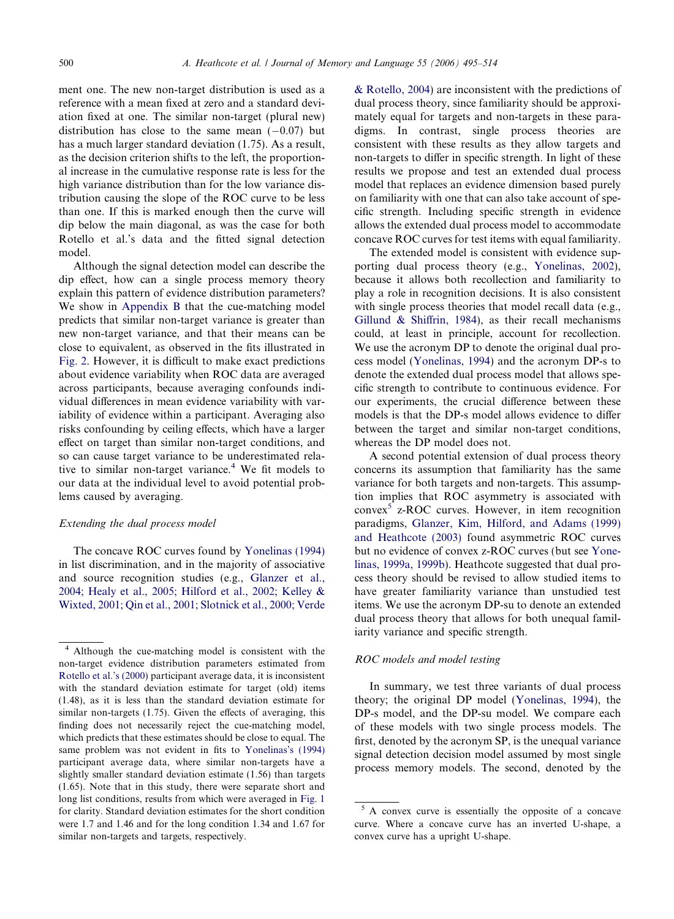ment one. The new non-target distribution is used as a reference with a mean fixed at zero and a standard deviation fixed at one. The similar non-target (plural new) distribution has close to the same mean ($-0.07$) but has a much larger standard deviation (1.75). As a result, as the decision criterion shifts to the left, the proportional increase in the cumulative response rate is less for the high variance distribution than for the low variance distribution causing the slope of the ROC curve to be less than one. If this is marked enough then the curve will dip below the main diagonal, as was the case for both Rotello et al.'s data and the fitted signal detection model.

Although the signal detection model can describe the dip effect, how can a single process memory theory explain this pattern of evidence distribution parameters? We show in Appendix B that the cue-matching model predicts that similar non-target variance is greater than new non-target variance, and that their means can be close to equivalent, as observed in the fits illustrated in Fig. 2. However, it is difficult to make exact predictions about evidence variability when ROC data are averaged across participants, because averaging confounds individual differences in mean evidence variability with variability of evidence within a participant. Averaging also risks confounding by ceiling effects, which have a larger effect on target than similar non-target conditions, and so can cause target variance to be underestimated relative to similar non-target variance.[4] We fit models to our data at the individual level to avoid potential problems caused by averaging.

### *Extending the dual process model*

The concave ROC curves found by Yonelinas (1994) in list discrimination, and in the majority of associative and source recognition studies (e.g., Glanzer et al., 2004; Healy et al., 2005; Hilford et al., 2002; Kelley & Wixted, 2001; Qin et al., 2001; Slotnick et al., 2000; Verde & Rotello, 2004) are inconsistent with the predictions of dual process theory, since familiarity should be approximately equal for targets and non-targets in these paradigms. In contrast, single process theories are consistent with these results as they allow targets and non-targets to differ in specific strength. In light of these results we propose and test an extended dual process model that replaces an evidence dimension based purely on familiarity with one that can also take account of specific strength. Including specific strength in evidence allows the extended dual process model to accommodate concave ROC curves for test items with equal familiarity.

The extended model is consistent with evidence supporting dual process theory (e.g., Yonelinas, 2002), because it allows both recollection and familiarity to play a role in recognition decisions. It is also consistent with single process theories that model recall data (e.g., Gillund & Shiffrin, 1984), as their recall mechanisms could, at least in principle, account for recollection. We use the acronym DP to denote the original dual process model (Yonelinas, 1994) and the acronym DP-s to denote the extended dual process model that allows specific strength to contribute to continuous evidence. For our experiments, the crucial difference between these models is that the DP-s model allows evidence to differ between the target and similar non-target conditions, whereas the DP model does not.

A second potential extension of dual process theory concerns its assumption that familiarity has the same variance for both targets and non-targets. This assumption implies that ROC asymmetry is associated with convex[5] z-ROC curves. However, in item recognition paradigms, Glanzer, Kim, Hilford, and Adams (1999) and Heathcote (2003) found asymmetric ROC curves but no evidence of convex z-ROC curves (but see Yonelinas, 1999a, 1999b). Heathcote suggested that dual process theory should be revised to allow studied items to have greater familiarity variance than unstudied test items. We use the acronym DP-su to denote an extended dual process theory that allows for both unequal familiarity variance and specific strength.

### *ROC models and model testing*

In summary, we test three variants of dual process theory; the original DP model (Yonelinas, 1994), the DP-s model, and the DP-su model. We compare each of these models with two single process models. The first, denoted by the acronym SP, is the unequal variance signal detection decision model assumed by most single process memory models. The second, denoted by the

---

[4] Although the cue-matching model is consistent with the non-target evidence distribution parameters estimated from Rotello et al.'s (2000) participant average data, it is inconsistent with the standard deviation estimate for target (old) items (1.48), as it is less than the standard deviation estimate for similar non-targets (1.75). Given the effects of averaging, this finding does not necessarily reject the cue-matching model, which predicts that these estimates should be close to equal. The same problem was not evident in fits to Yonelinas's (1994) participant average data, where similar non-targets have a slightly smaller standard deviation estimate (1.56) than targets (1.65). Note that in this study, there were separate short and long list conditions, results from which were averaged in Fig. 1 for clarity. Standard deviation estimates for the short condition were 1.7 and 1.46 and for the long condition 1.34 and 1.67 for similar non-targets and targets, respectively.

[5] A convex curve is essentially the opposite of a concave curve. Where a concave curve has an inverted U-shape, a convex curve has a upright U-shape.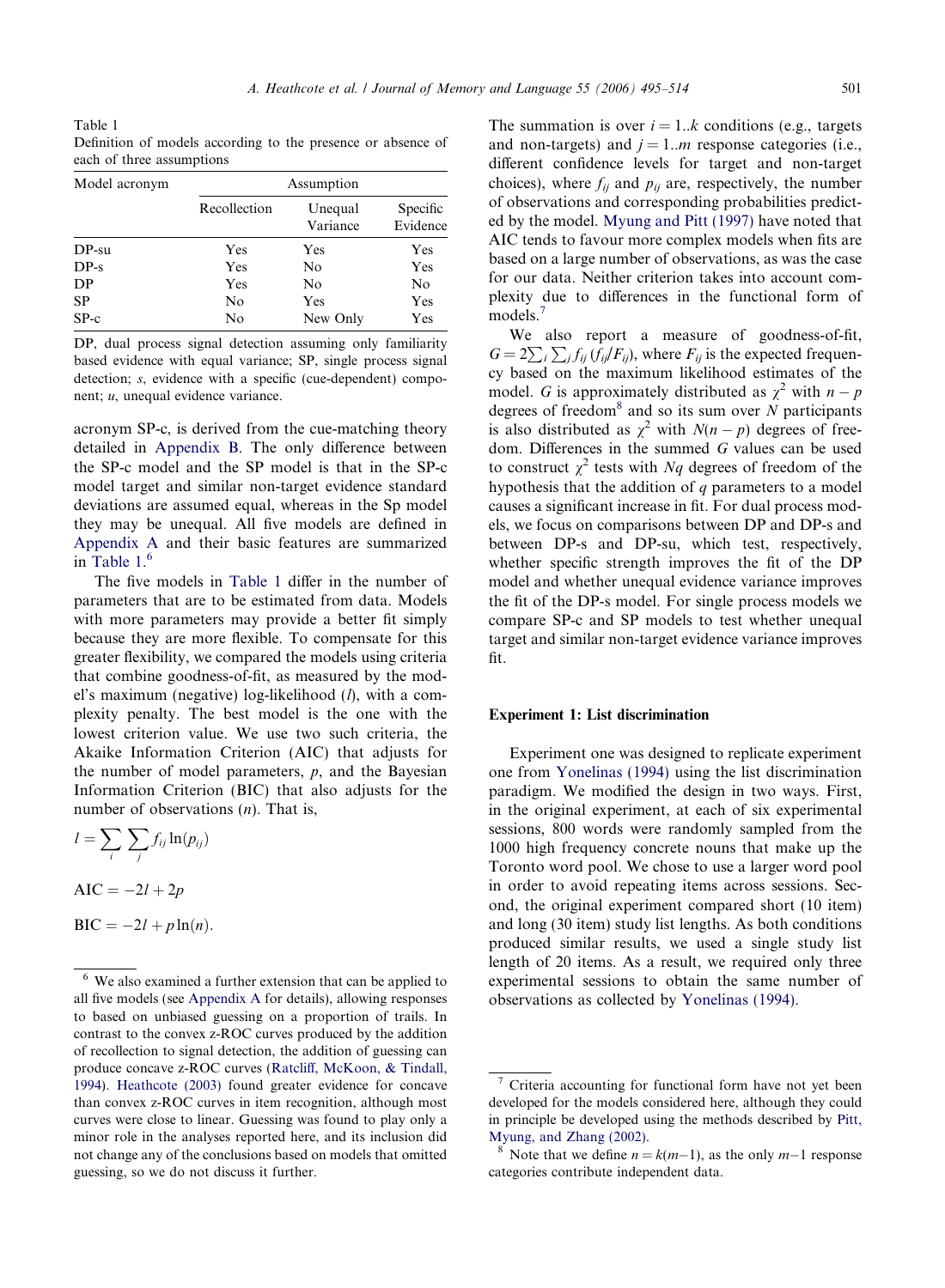Table 1
Definition of models according to the presence or absence of each of three assumptions

| Model acronym | Assumption | | |
|---|---|---|---|
| | Recollection | Unequal Variance | Specific Evidence |
| DP-su | Yes | Yes | Yes |
| DP-s | Yes | No | Yes |
| DP | Yes | No | No |
| SP | No | Yes | Yes |
| SP-c | No | New Only | Yes |

DP, dual process signal detection assuming only familiarity based evidence with equal variance; SP, single process signal detection; *s*, evidence with a specific (cue-dependent) component; *u*, unequal evidence variance.

acronym SP-c, is derived from the cue-matching theory detailed in Appendix B. The only difference between the SP-c model and the SP model is that in the SP-c model target and similar non-target evidence standard deviations are assumed equal, whereas in the Sp model they may be unequal. All five models are defined in Appendix A and their basic features are summarized in Table 1.[6]

The five models in Table 1 differ in the number of parameters that are to be estimated from data. Models with more parameters may provide a better fit simply because they are more flexible. To compensate for this greater flexibility, we compared the models using criteria that combine goodness-of-fit, as measured by the model's maximum (negative) log-likelihood ($l$), with a complexity penalty. The best model is the one with the lowest criterion value. We use two such criteria, the Akaike Information Criterion (AIC) that adjusts for the number of model parameters, $p$, and the Bayesian Information Criterion (BIC) that also adjusts for the number of observations ($n$). That is,

$$l = \sum_i \sum_j f_{ij} \ln(p_{ij})$$

$$\text{AIC} = -2l + 2p$$

$$\text{BIC} = -2l + p\ln(n).$$

The summation is over $i = 1..k$ conditions (e.g., targets and non-targets) and $j = 1..m$ response categories (i.e., different confidence levels for target and non-target choices), where $f_{ij}$ and $p_{ij}$ are, respectively, the number of observations and corresponding probabilities predicted by the model. Myung and Pitt (1997) have noted that AIC tends to favour more complex models when fits are based on a large number of observations, as was the case for our data. Neither criterion takes into account complexity due to differences in the functional form of models.[7]

We also report a measure of goodness-of-fit, $G = 2\sum_i \sum_j f_{ij}\,(f_{ij}/F_{ij})$, where $F_{ij}$ is the expected frequency based on the maximum likelihood estimates of the model. $G$ is approximately distributed as $\chi^2$ with $n - p$ degrees of freedom[8] and so its sum over $N$ participants is also distributed as $\chi^2$ with $N(n - p)$ degrees of freedom. Differences in the summed $G$ values can be used to construct $\chi^2$ tests with $Nq$ degrees of freedom of the hypothesis that the addition of $q$ parameters to a model causes a significant increase in fit. For dual process models, we focus on comparisons between DP and DP-s and between DP-s and DP-su, which test, respectively, whether specific strength improves the fit of the DP model and whether unequal evidence variance improves the fit of the DP-s model. For single process models we compare SP-c and SP models to test whether unequal target and similar non-target evidence variance improves fit.

## Experiment 1: List discrimination

Experiment one was designed to replicate experiment one from Yonelinas (1994) using the list discrimination paradigm. We modified the design in two ways. First, in the original experiment, at each of six experimental sessions, 800 words were randomly sampled from the 1000 high frequency concrete nouns that make up the Toronto word pool. We chose to use a larger word pool in order to avoid repeating items across sessions. Second, the original experiment compared short (10 item) and long (30 item) study list lengths. As both conditions produced similar results, we used a single study list length of 20 items. As a result, we required only three experimental sessions to obtain the same number of observations as collected by Yonelinas (1994).

---

[6] We also examined a further extension that can be applied to all five models (see Appendix A for details), allowing responses to be based on unbiased guessing on a proportion of trails. In contrast to the convex z-ROC curves produced by the addition of recollection to signal detection, the addition of guessing can produce concave z-ROC curves (Ratcliff, McKoon, & Tindall, 1994). Heathcote (2003) found greater evidence for concave than convex z-ROC curves in item recognition, although most curves were close to linear. Guessing was found to play only a minor role in the analyses reported here, and its inclusion did not change any of the conclusions based on models that omitted guessing, so we do not discuss it further.

[7] Criteria accounting for functional form have not yet been developed for the models considered here, although they could in principle be developed using the methods described by Pitt, Myung, and Zhang (2002).

[8] Note that we define $n = k(m-1)$, as the only $m-1$ response categories contribute independent data.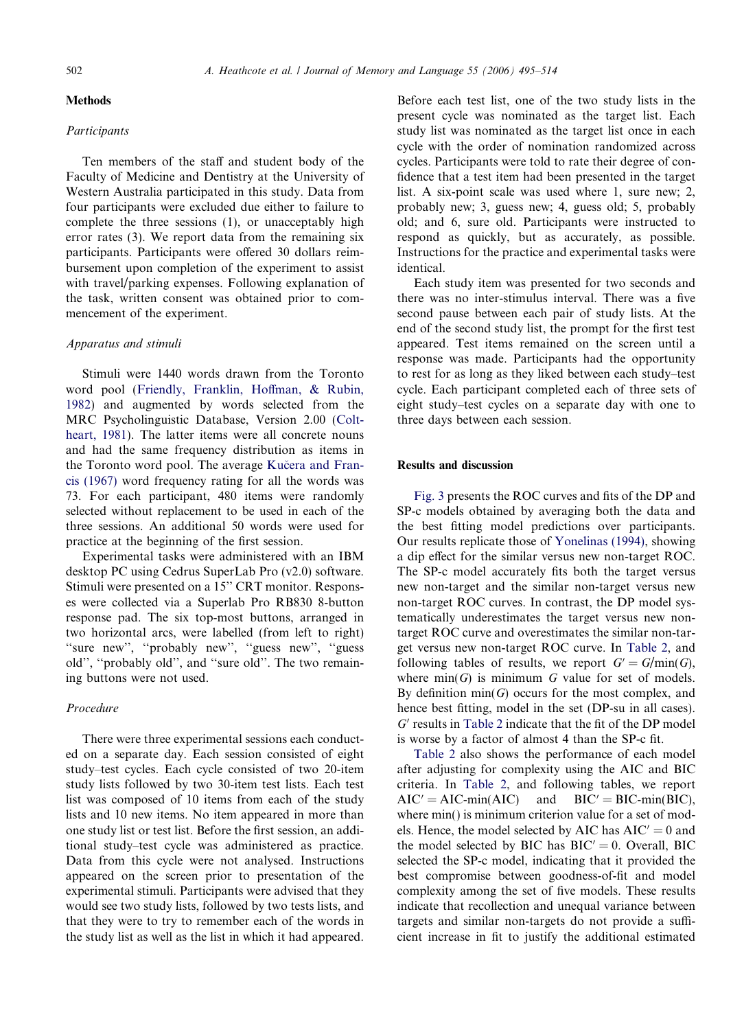### Methods

#### *Participants*

Ten members of the staff and student body of the Faculty of Medicine and Dentistry at the University of Western Australia participated in this study. Data from four participants were excluded due either to failure to complete the three sessions (1), or unacceptably high error rates (3). We report data from the remaining six participants. Participants were offered 30 dollars reimbursement upon completion of the experiment to assist with travel/parking expenses. Following explanation of the task, written consent was obtained prior to commencement of the experiment.

#### *Apparatus and stimuli*

Stimuli were 1440 words drawn from the Toronto word pool (Friendly, Franklin, Hoffman, & Rubin, 1982) and augmented by words selected from the MRC Psycholinguistic Database, Version 2.00 (Coltheart, 1981). The latter items were all concrete nouns and had the same frequency distribution as items in the Toronto word pool. The average Kučera and Francis (1967) word frequency rating for all the words was 73. For each participant, 480 items were randomly selected without replacement to be used in each of the three sessions. An additional 50 words were used for practice at the beginning of the first session.

Experimental tasks were administered with an IBM desktop PC using Cedrus SuperLab Pro (v2.0) software. Stimuli were presented on a 15'' CRT monitor. Responses were collected via a Superlab Pro RB830 8-button response pad. The six top-most buttons, arranged in two horizontal arcs, were labelled (from left to right) ''sure new'', ''probably new'', ''guess new'', ''guess old'', ''probably old'', and ''sure old''. The two remaining buttons were not used.

#### *Procedure*

There were three experimental sessions each conducted on a separate day. Each session consisted of eight study–test cycles. Each cycle consisted of two 20-item study lists followed by two 30-item test lists. Each test list was composed of 10 items from each of the study lists and 10 new items. No item appeared in more than one study list or test list. Before the first session, an additional study–test cycle was administered as practice. Data from this cycle were not analysed. Instructions appeared on the screen prior to presentation of the experimental stimuli. Participants were advised that they would see two study lists, followed by two tests lists, and that they were to try to remember each of the words in the study list as well as the list in which it had appeared. Before each test list, one of the two study lists in the present cycle was nominated as the target list. Each study list was nominated as the target list once in each cycle with the order of nomination randomized across cycles. Participants were told to rate their degree of confidence that a test item had been presented in the target list. A six-point scale was used where 1, sure new; 2, probably new; 3, guess new; 4, guess old; 5, probably old; and 6, sure old. Participants were instructed to respond as quickly, but as accurately, as possible. Instructions for the practice and experimental tasks were identical.

Each study item was presented for two seconds and there was no inter-stimulus interval. There was a five second pause between each pair of study lists. At the end of the second study list, the prompt for the first test appeared. Test items remained on the screen until a response was made. Participants had the opportunity to rest for as long as they liked between each study–test cycle. Each participant completed each of three sets of eight study–test cycles on a separate day with one to three days between each session.

### Results and discussion

Fig. 3 presents the ROC curves and fits of the DP and SP-c models obtained by averaging both the data and the best fitting model predictions over participants. Our results replicate those of Yonelinas (1994), showing a dip effect for the similar versus new non-target ROC. The SP-c model accurately fits both the target versus new non-target and the similar non-target versus new non-target ROC curves. In contrast, the DP model systematically underestimates the target versus new non-target ROC curve and overestimates the similar non-target versus new non-target ROC curve. In Table 2, and following tables of results, we report $G' = G/\min(G)$, where $\min(G)$ is minimum $G$ value for set of models. By definition $\min(G)$ occurs for the most complex, and hence best fitting, model in the set (DP-su in all cases). $G'$ results in Table 2 indicate that the fit of the DP model is worse by a factor of almost 4 than the SP-c fit.

Table 2 also shows the performance of each model after adjusting for complexity using the AIC and BIC criteria. In Table 2, and following tables, we report $\text{AIC}' = \text{AIC-min(AIC)}$ and $\text{BIC}' = \text{BIC-min(BIC)}$, where min() is minimum criterion value for a set of models. Hence, the model selected by AIC has $\text{AIC}' = 0$ and the model selected by BIC has $\text{BIC}' = 0$. Overall, BIC selected the SP-c model, indicating that it provided the best compromise between goodness-of-fit and model complexity among the set of five models. These results indicate that recollection and unequal variance between targets and similar non-targets do not provide a sufficient increase in fit to justify the additional estimated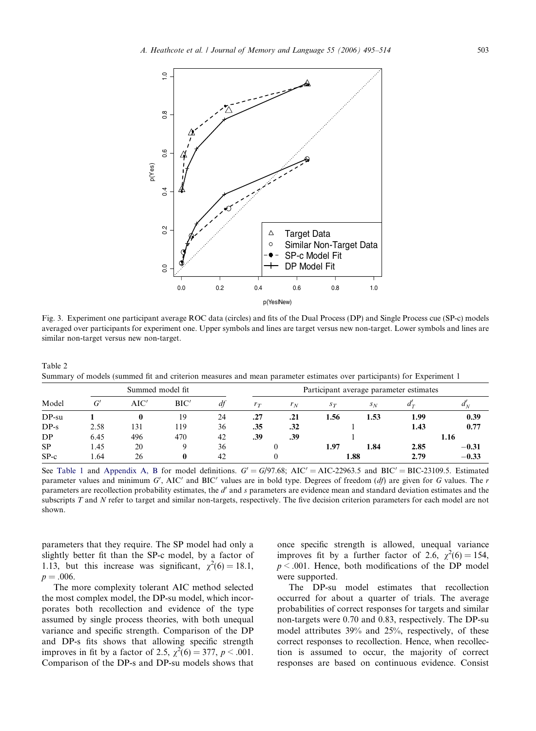Fig. 3. Experiment one participant average ROC data (circles) and fits of the Dual Process (DP) and Single Process cue (SP-c) models averaged over participants for experiment one. Upper symbols and lines are target versus new non-target. Lower symbols and lines are similar non-target versus new non-target.

Table 2
Summary of models (summed fit and criterion measures and mean parameter estimates over participants) for Experiment 1

| Model | Summed model fit | | | | Participant average parameter estimates | | | | | |
|---|---|---|---|---|---|---|---|---|---|---|
| | $G'$ | AIC′ | BIC′ | *df* | $r_T$ | $r_N$ | $s_T$ | $s_N$ | $d'_T$ | $d'_N$ |
| DP-su | **1** | **0** | 19 | 24 | **.27** | **.21** | **1.56** | **1.53** | **1.99** | **0.39** |
| DP-s | 2.58 | 131 | 119 | 36 | **.35** | **.32** | 1 | | **1.43** | **0.77** |
| DP | 6.45 | 496 | 470 | 42 | **.39** | **.39** | 1 | | **1.16** | |
| SP | 1.45 | 20 | 9 | 36 | 0 | | **1.97** | **1.84** | **2.85** | **−0.31** |
| SP-c | 1.64 | 26 | **0** | 42 | 0 | | **1.88** | | **2.79** | **−0.33** |

See Table 1 and Appendix A, B for model definitions. $G' = G/97.68$; AIC′ = AIC-22963.5 and BIC′ = BIC-23109.5. Estimated parameter values and minimum $G'$, AIC′ and BIC′ values are in bold type. Degrees of freedom (*df*) are given for *G* values. The *r* parameters are recollection probability estimates, the $d'$ and *s* parameters are evidence mean and standard deviation estimates and the subscripts *T* and *N* refer to target and similar non-targets, respectively. The five decision criterion parameters for each model are not shown.

parameters that they require. The SP model had only a slightly better fit than the SP-c model, by a factor of 1.13, but this increase was significant, $\chi^2(6) = 18.1$, $p = .006$.

The more complexity tolerant AIC method selected the most complex model, the DP-su model, which incorporates both recollection and evidence of the type assumed by single process theories, with both unequal variance and specific strength. Comparison of the DP and DP-s fits shows that allowing specific strength improves in fit by a factor of 2.5, $\chi^2(6) = 377$, $p < .001$. Comparison of the DP-s and DP-su models shows that once specific strength is allowed, unequal variance improves fit by a further factor of 2.6, $\chi^2(6) = 154$, $p < .001$. Hence, both modifications of the DP model were supported.

The DP-su model estimates that recollection occurred for about a quarter of trials. The average probabilities of correct responses for targets and similar non-targets were 0.70 and 0.83, respectively. The DP-su model attributes 39% and 25%, respectively, of these correct responses to recollection. Hence, when recollection is assumed to occur, the majority of correct responses are based on continuous evidence. Consist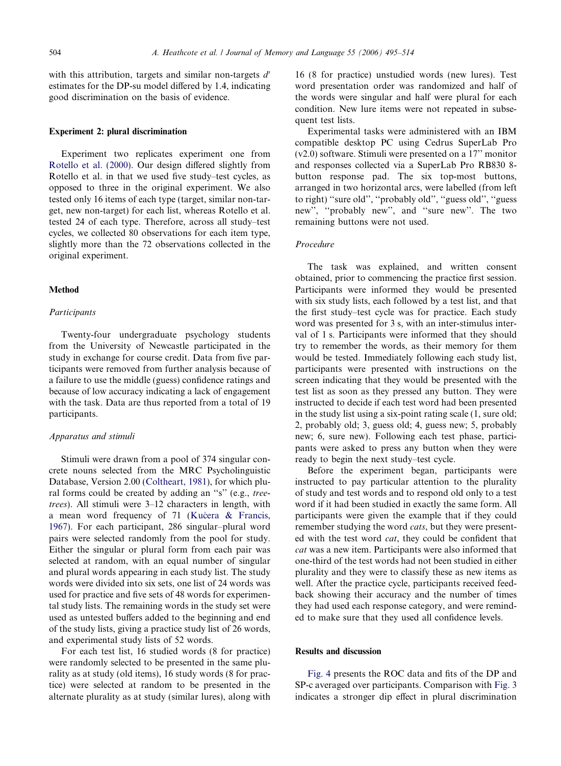with this attribution, targets and similar non-targets $d'$ estimates for the DP-su model differed by 1.4, indicating good discrimination on the basis of evidence.

## Experiment 2: plural discrimination

Experiment two replicates experiment one from Rotello et al. (2000). Our design differed slightly from Rotello et al. in that we used five study–test cycles, as opposed to three in the original experiment. We also tested only 16 items of each type (target, similar non-target, new non-target) for each list, whereas Rotello et al. tested 24 of each type. Therefore, across all study–test cycles, we collected 80 observations for each item type, slightly more than the 72 observations collected in the original experiment.

### Method

#### *Participants*

Twenty-four undergraduate psychology students from the University of Newcastle participated in the study in exchange for course credit. Data from five participants were removed from further analysis because of a failure to use the middle (guess) confidence ratings and because of low accuracy indicating a lack of engagement with the task. Data are thus reported from a total of 19 participants.

#### *Apparatus and stimuli*

Stimuli were drawn from a pool of 374 singular concrete nouns selected from the MRC Psycholinguistic Database, Version 2.00 (Coltheart, 1981), for which plural forms could be created by adding an "s" (e.g., *tree-trees*). All stimuli were 3–12 characters in length, with a mean word frequency of 71 (Kučera & Francis, 1967). For each participant, 286 singular–plural word pairs were selected randomly from the pool for study. Either the singular or plural form from each pair was selected at random, with an equal number of singular and plural words appearing in each study list. The study words were divided into six sets, one list of 24 words was used for practice and five sets of 48 words for experimental study lists. The remaining words in the study set were used as untested buffers added to the beginning and end of the study lists, giving a practice study list of 26 words, and experimental study lists of 52 words.

For each test list, 16 studied words (8 for practice) were randomly selected to be presented in the same plurality as at study (old items), 16 study words (8 for practice) were selected at random to be presented in the alternate plurality as at study (similar lures), along with 16 (8 for practice) unstudied words (new lures). Test word presentation order was randomized and half of the words were singular and half were plural for each condition. New lure items were not repeated in subsequent test lists.

Experimental tasks were administered with an IBM compatible desktop PC using Cedrus SuperLab Pro (v2.0) software. Stimuli were presented on a 17" monitor and responses collected via a SuperLab Pro RB830 8-button response pad. The six top-most buttons, arranged in two horizontal arcs, were labelled (from left to right) "sure old", "probably old", "guess old", "guess new", "probably new", and "sure new". The two remaining buttons were not used.

#### *Procedure*

The task was explained, and written consent obtained, prior to commencing the practice first session. Participants were informed they would be presented with six study lists, each followed by a test list, and that the first study–test cycle was for practice. Each study word was presented for 3 s, with an inter-stimulus interval of 1 s. Participants were informed that they should try to remember the words, as their memory for them would be tested. Immediately following each study list, participants were presented with instructions on the screen indicating that they would be presented with the test list as soon as they pressed any button. They were instructed to decide if each test word had been presented in the study list using a six-point rating scale (1, sure old; 2, probably old; 3, guess old; 4, guess new; 5, probably new; 6, sure new). Following each test phase, participants were asked to press any button when they were ready to begin the next study–test cycle.

Before the experiment began, participants were instructed to pay particular attention to the plurality of study and test words and to respond old only to a test word if it had been studied in exactly the same form. All participants were given the example that if they could remember studying the word *cats*, but they were presented with the test word *cat*, they could be confident that *cat* was a new item. Participants were also informed that one-third of the test words had not been studied in either plurality and they were to classify these as new items as well. After the practice cycle, participants received feedback showing their accuracy and the number of times they had used each response category, and were reminded to make sure that they used all confidence levels.

### Results and discussion

Fig. 4 presents the ROC data and fits of the DP and SP-c averaged over participants. Comparison with Fig. 3 indicates a stronger dip effect in plural discrimination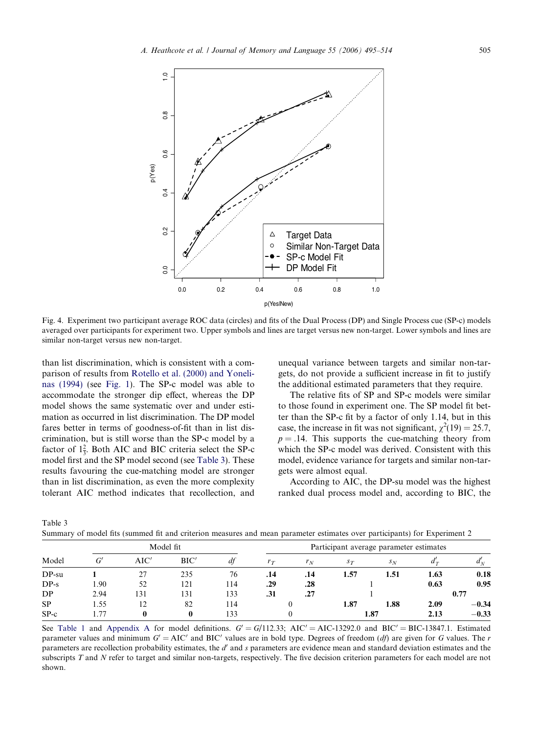Fig. 4. Experiment two participant average ROC data (circles) and fits of the Dual Process (DP) and Single Process cue (SP-c) models averaged over participants for experiment two. Upper symbols and lines are target versus new non-target. Lower symbols and lines are similar non-target versus new non-target.

than list discrimination, which is consistent with a comparison of results from Rotello et al. (2000) and Yonelinas (1994) (see Fig. 1). The SP-c model was able to accommodate the stronger dip effect, whereas the DP model shows the same systematic over and under estimation as occurred in list discrimination. The DP model fares better in terms of goodness-of-fit than in list discrimination, but is still worse than the SP-c model by a factor of $1\frac{2}{3}$. Both AIC and BIC criteria select the SP-c model first and the SP model second (see Table 3). These results favouring the cue-matching model are stronger than in list discrimination, as even the more complexity tolerant AIC method indicates that recollection, and unequal variance between targets and similar non-targets, do not provide a sufficient increase in fit to justify the additional estimated parameters that they require.

The relative fits of SP and SP-c models were similar to those found in experiment one. The SP model fit better than the SP-c fit by a factor of only 1.14, but in this case, the increase in fit was not significant, $\chi^2(19) = 25.7$, $p = .14$. This supports the cue-matching theory from which the SP-c model was derived. Consistent with this model, evidence variance for targets and similar non-targets were almost equal.

According to AIC, the DP-su model was the highest ranked dual process model and, according to BIC, the

Table 3
Summary of model fits (summed fit and criterion measures and mean parameter estimates over participants) for Experiment 2

| Model | Model fit | | | | Participant average parameter estimates | | | | | |
|---|---|---|---|---|---|---|---|---|---|---|
| | $G'$ | AIC′ | BIC′ | $df$ | $r_T$ | $r_N$ | $s_T$ | $s_N$ | $d'_T$ | $d'_N$ |
| DP-su | **1** | 27 | 235 | 76 | **.14** | **.14** | **1.57** | **1.51** | **1.63** | **0.18** |
| DP-s | 1.90 | 52 | 121 | 114 | **.29** | **.28** | 1 | | **0.63** | **0.95** |
| DP | 2.94 | 131 | 131 | 133 | **.31** | **.27** | 1 | | **0.77** | |
| SP | 1.55 | 12 | 82 | 114 | 0 | | **1.87** | **1.88** | **2.09** | **−0.34** |
| SP-c | 1.77 | **0** | **0** | 133 | 0 | | **1.87** | | **2.13** | **−0.33** |

See Table 1 and Appendix A for model definitions. $G' = G/112.33$; AIC′ = AIC-13292.0 and BIC′ = BIC-13847.1. Estimated parameter values and minimum $G'$ = AIC′ and BIC′ values are in bold type. Degrees of freedom ($df$) are given for $G$ values. The $r$ parameters are recollection probability estimates, the $d'$ and $s$ parameters are evidence mean and standard deviation estimates and the subscripts $T$ and $N$ refer to target and similar non-targets, respectively. The five decision criterion parameters for each model are not shown.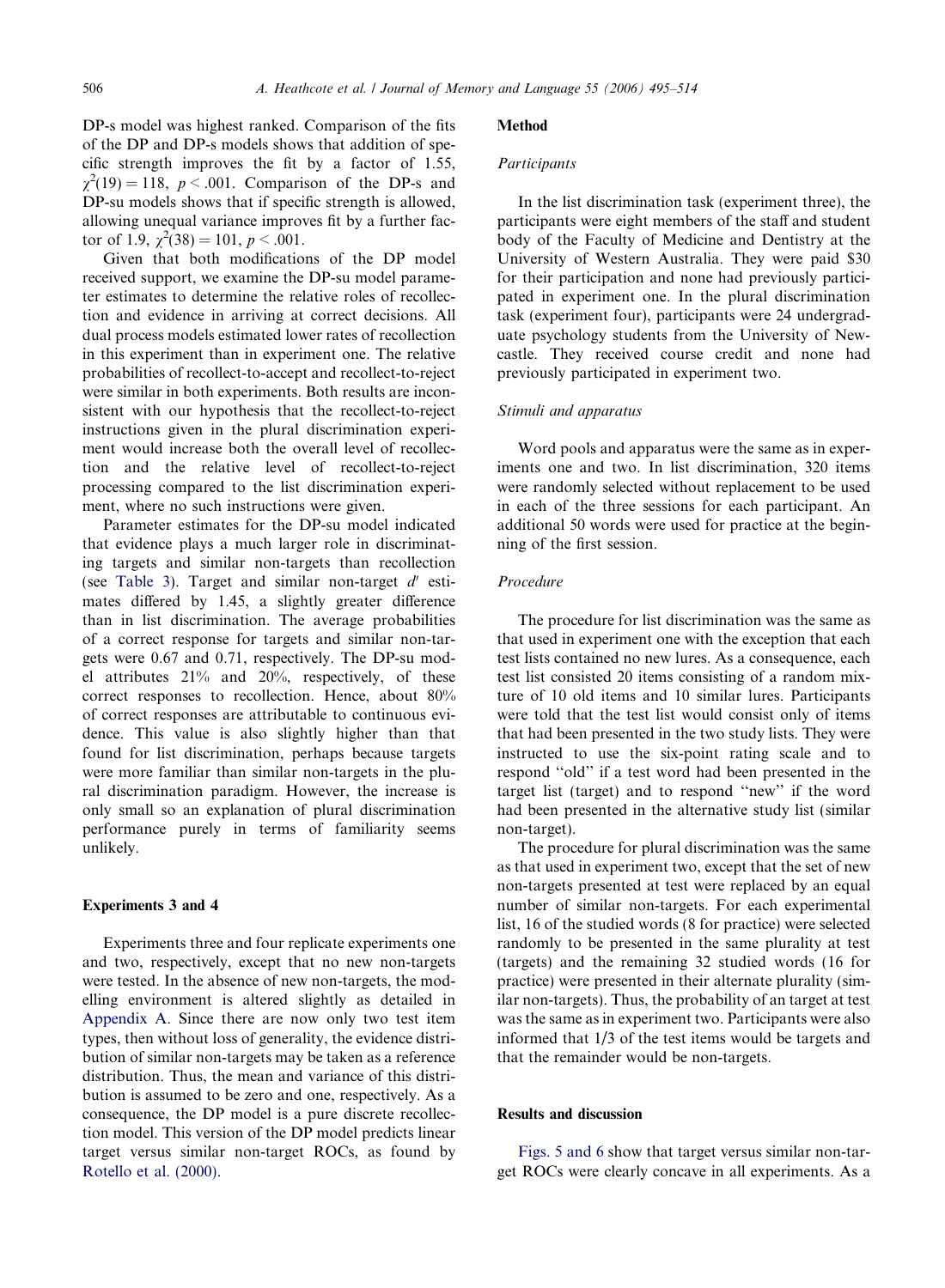DP-s model was highest ranked. Comparison of the fits of the DP and DP-s models shows that addition of specific strength improves the fit by a factor of 1.55, $\chi^2(19) = 118$, $p < .001$. Comparison of the DP-s and DP-su models shows that if specific strength is allowed, allowing unequal variance improves fit by a further factor of 1.9, $\chi^2(38) = 101$, $p < .001$.

Given that both modifications of the DP model received support, we examine the DP-su model parameter estimates to determine the relative roles of recollection and evidence in arriving at correct decisions. All dual process models estimated lower rates of recollection in this experiment than in experiment one. The relative probabilities of recollect-to-accept and recollect-to-reject were similar in both experiments. Both results are inconsistent with our hypothesis that the recollect-to-reject instructions given in the plural discrimination experiment would increase both the overall level of recollection and the relative level of recollect-to-reject processing compared to the list discrimination experiment, where no such instructions were given.

Parameter estimates for the DP-su model indicated that evidence plays a much larger role in discriminating targets and similar non-targets than recollection (see Table 3). Target and similar non-target $d'$ estimates differed by 1.45, a slightly greater difference than in list discrimination. The average probabilities of a correct response for targets and similar non-targets were 0.67 and 0.71, respectively. The DP-su model attributes 21% and 20%, respectively, of these correct responses to recollection. Hence, about 80% of correct responses are attributable to continuous evidence. This value is also slightly higher than that found for list discrimination, perhaps because targets were more familiar than similar non-targets in the plural discrimination paradigm. However, the increase is only small so an explanation of plural discrimination performance purely in terms of familiarity seems unlikely.

## Experiments 3 and 4

Experiments three and four replicate experiments one and two, respectively, except that no new non-targets were tested. In the absence of new non-targets, the modelling environment is altered slightly as detailed in Appendix A. Since there are now only two test item types, then without loss of generality, the evidence distribution of similar non-targets may be taken as a reference distribution. Thus, the mean and variance of this distribution is assumed to be zero and one, respectively. As a consequence, the DP model is a pure discrete recollection model. This version of the DP model predicts linear target versus similar non-target ROCs, as found by Rotello et al. (2000).

### Method

#### *Participants*

In the list discrimination task (experiment three), the participants were eight members of the staff and student body of the Faculty of Medicine and Dentistry at the University of Western Australia. They were paid $30 for their participation and none had previously participated in experiment one. In the plural discrimination task (experiment four), participants were 24 undergraduate psychology students from the University of Newcastle. They received course credit and none had previously participated in experiment two.

#### *Stimuli and apparatus*

Word pools and apparatus were the same as in experiments one and two. In list discrimination, 320 items were randomly selected without replacement to be used in each of the three sessions for each participant. An additional 50 words were used for practice at the beginning of the first session.

#### *Procedure*

The procedure for list discrimination was the same as that used in experiment one with the exception that each test lists contained no new lures. As a consequence, each test list consisted 20 items consisting of a random mixture of 10 old items and 10 similar lures. Participants were told that the test list would consist only of items that had been presented in the two study lists. They were instructed to use the six-point rating scale and to respond "old" if a test word had been presented in the target list (target) and to respond "new" if the word had been presented in the alternative study list (similar non-target).

The procedure for plural discrimination was the same as that used in experiment two, except that the set of new non-targets presented at test were replaced by an equal number of similar non-targets. For each experimental list, 16 of the studied words (8 for practice) were selected randomly to be presented in the same plurality at test (targets) and the remaining 32 studied words (16 for practice) were presented in their alternate plurality (similar non-targets). Thus, the probability of an target at test was the same as in experiment two. Participants were also informed that 1/3 of the test items would be targets and that the remainder would be non-targets.

### Results and discussion

Figs. 5 and 6 show that target versus similar non-target ROCs were clearly concave in all experiments. As a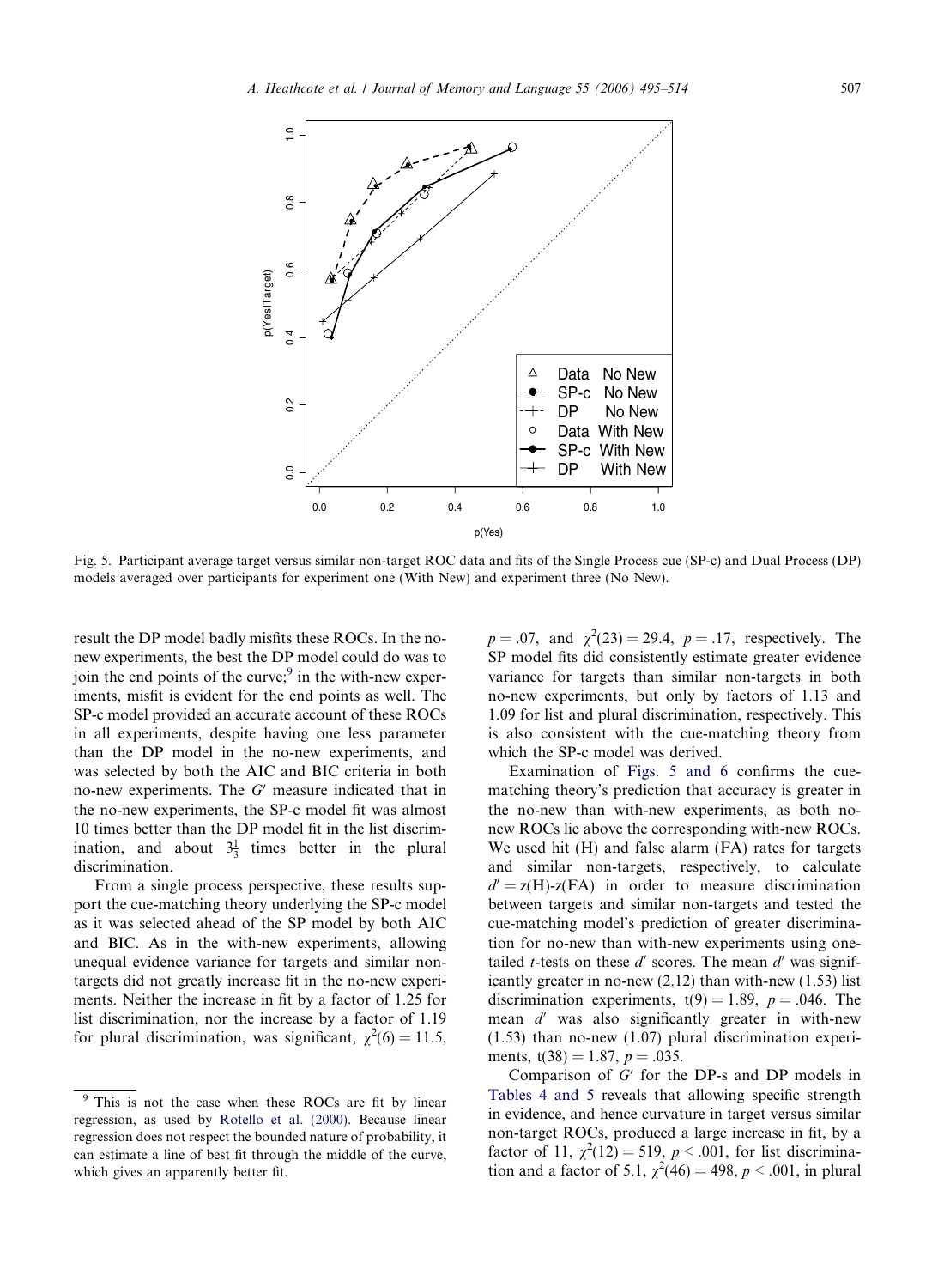Fig. 5. Participant average target versus similar non-target ROC data and fits of the Single Process cue (SP-c) and Dual Process (DP) models averaged over participants for experiment one (With New) and experiment three (No New).

result the DP model badly misfits these ROCs. In the no-new experiments, the best the DP model could do was to join the end points of the curve;[9] in the with-new experiments, misfit is evident for the end points as well. The SP-c model provided an accurate account of these ROCs in all experiments, despite having one less parameter than the DP model in the no-new experiments, and was selected by both the AIC and BIC criteria in both no-new experiments. The $G'$ measure indicated that in the no-new experiments, the SP-c model fit was almost 10 times better than the DP model fit in the list discrimination, and about $3\frac{1}{3}$ times better in the plural discrimination.

From a single process perspective, these results support the cue-matching theory underlying the SP-c model as it was selected ahead of the SP model by both AIC and BIC. As in the with-new experiments, allowing unequal evidence variance for targets and similar non-targets did not greatly increase fit in the no-new experiments. Neither the increase in fit by a factor of 1.25 for list discrimination, nor the increase by a factor of 1.19 for plural discrimination, was significant, $\chi^2(6) = 11.5$, $p = .07$, and $\chi^2(23) = 29.4$, $p = .17$, respectively. The SP model fits did consistently estimate greater evidence variance for targets than similar non-targets in both no-new experiments, but only by factors of 1.13 and 1.09 for list and plural discrimination, respectively. This is also consistent with the cue-matching theory from which the SP-c model was derived.

Examination of Figs. 5 and 6 confirms the cue-matching theory's prediction that accuracy is greater in the no-new than with-new experiments, as both no-new ROCs lie above the corresponding with-new ROCs. We used hit (H) and false alarm (FA) rates for targets and similar non-targets, respectively, to calculate $d' = z(\mathrm{H})\text{-}z(\mathrm{FA})$ in order to measure discrimination between targets and similar non-targets and tested the cue-matching model's prediction of greater discrimination for no-new than with-new experiments using one-tailed $t$-tests on these $d'$ scores. The mean $d'$ was significantly greater in no-new (2.12) than with-new (1.53) list discrimination experiments, $t(9) = 1.89$, $p = .046$. The mean $d'$ was also significantly greater in with-new (1.53) than no-new (1.07) plural discrimination experiments, $t(38) = 1.87$, $p = .035$.

Comparison of $G'$ for the DP-s and DP models in Tables 4 and 5 reveals that allowing specific strength in evidence, and hence curvature in target versus similar non-target ROCs, produced a large increase in fit, by a factor of 11, $\chi^2(12) = 519$, $p < .001$, for list discrimination and a factor of 5.1, $\chi^2(46) = 498$, $p < .001$, in plural

[9] This is not the case when these ROCs are fit by linear regression, as used by Rotello et al. (2000). Because linear regression does not respect the bounded nature of probability, it can estimate a line of best fit through the middle of the curve, which gives an apparently better fit.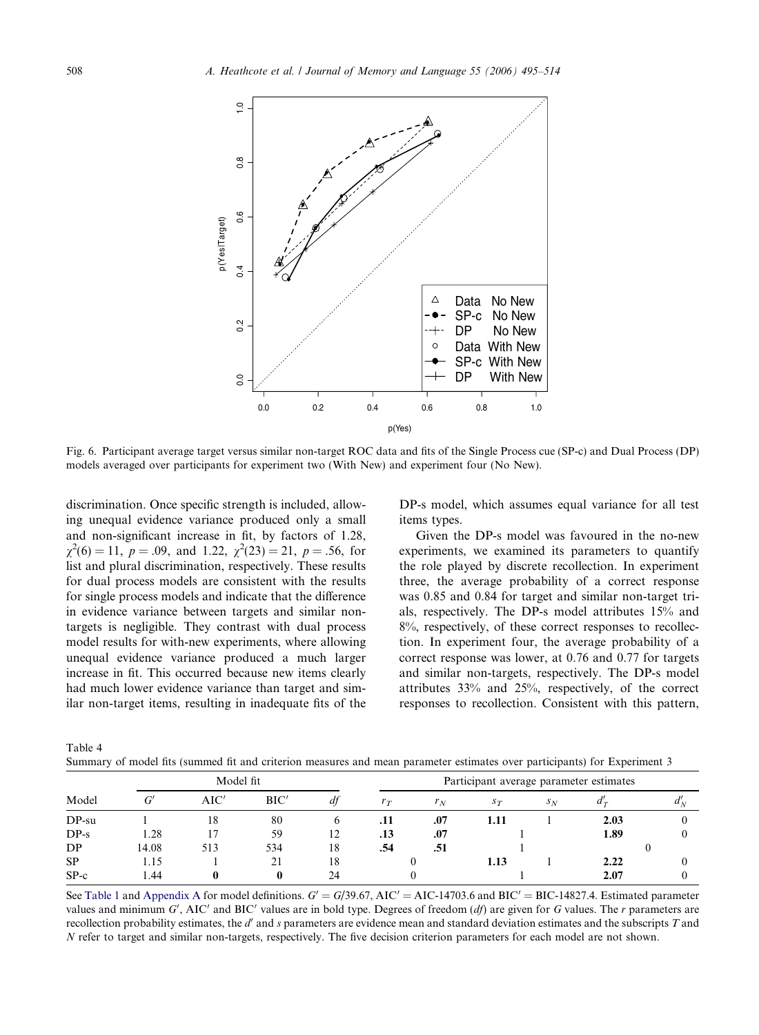Fig. 6. Participant average target versus similar non-target ROC data and fits of the Single Process cue (SP-c) and Dual Process (DP) models averaged over participants for experiment two (With New) and experiment four (No New).

discrimination. Once specific strength is included, allowing unequal evidence variance produced only a small and non-significant increase in fit, by factors of 1.28, $\chi^2(6) = 11$, $p = .09$, and 1.22, $\chi^2(23) = 21$, $p = .56$, for list and plural discrimination, respectively. These results for dual process models are consistent with the results for single process models and indicate that the difference in evidence variance between targets and similar non-targets is negligible. They contrast with dual process model results for with-new experiments, where allowing unequal evidence variance produced a much larger increase in fit. This occurred because new items clearly had much lower evidence variance than target and similar non-target items, resulting in inadequate fits of the DP-s model, which assumes equal variance for all test items types.

Given the DP-s model was favoured in the no-new experiments, we examined its parameters to quantify the role played by discrete recollection. In experiment three, the average probability of a correct response was 0.85 and 0.84 for target and similar non-target trials, respectively. The DP-s model attributes 15% and 8%, respectively, of these correct responses to recollection. In experiment four, the average probability of a correct response was lower, at 0.76 and 0.77 for targets and similar non-targets, respectively. The DP-s model attributes 33% and 25%, respectively, of the correct responses to recollection. Consistent with this pattern,

Table 4
Summary of model fits (summed fit and criterion measures and mean parameter estimates over participants) for Experiment 3

| Model | Model fit | | | | Participant average parameter estimates | | | | | |
|---|---|---|---|---|---|---|---|---|---|---|
| | $G'$ | AIC′ | BIC′ | $df$ | $r_T$ | $r_N$ | $s_T$ | $s_N$ | $d'_T$ | $d'_N$ |
| DP-su | **1** | 18 | 80 | 6 | **.11** | **.07** | **1.11** | 1 | **2.03** | 0 |
| DP-s | 1.28 | 17 | 59 | 12 | **.13** | **.07** | 1 | 1 | **1.89** | 0 |
| DP | 14.08 | 513 | 534 | 18 | **.54** | **.51** | 1 | 1 | 0 | 0 |
| SP | 1.15 | 1 | 21 | 18 | 0 | 0 | **1.13** | 1 | **2.22** | 0 |
| SP-c | 1.44 | **0** | **0** | 24 | 0 | 0 | 1 | 1 | **2.07** | 0 |

See Table 1 and Appendix A for model definitions. $G' = G/39.67$, AIC′ = AIC-14703.6 and BIC′ = BIC-14827.4. Estimated parameter values and minimum $G'$, AIC′ and BIC′ values are in bold type. Degrees of freedom ($df$) are given for $G$ values. The $r$ parameters are recollection probability estimates, the $d'$ and $s$ parameters are evidence mean and standard deviation estimates and the subscripts $T$ and $N$ refer to target and similar non-targets, respectively. The five decision criterion parameters for each model are not shown.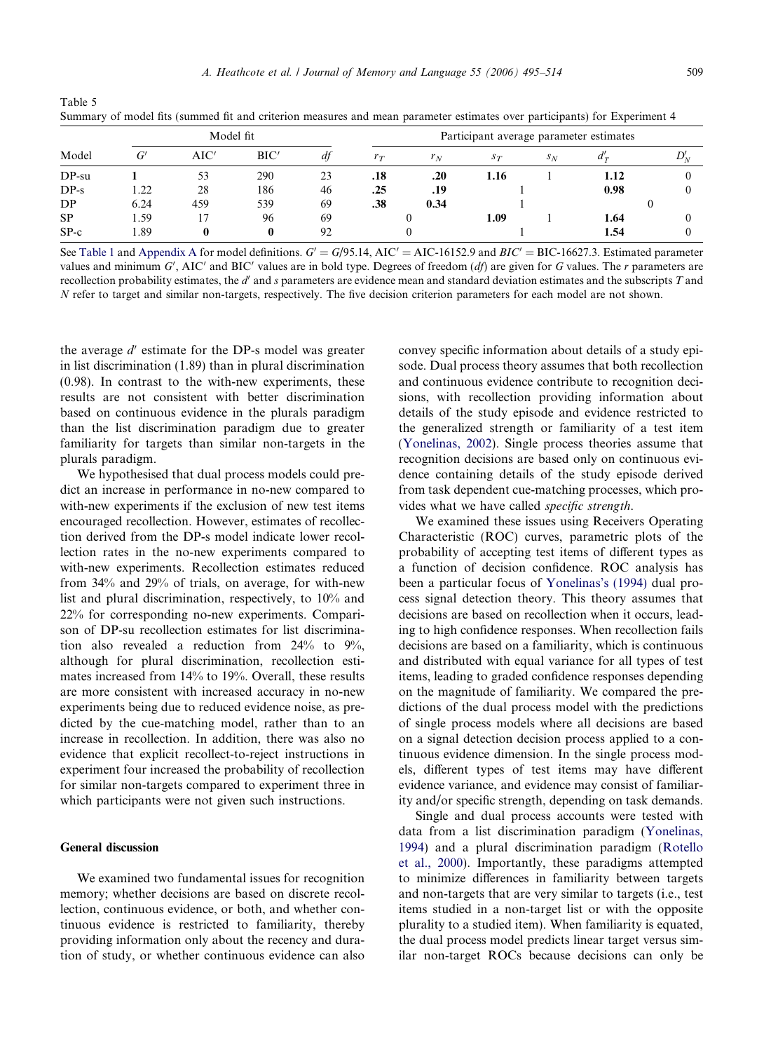Table 5
Summary of model fits (summed fit and criterion measures and mean parameter estimates over participants) for Experiment 4

| Model | Model fit | | | | Participant average parameter estimates | | | | | |
|---|---|---|---|---|---|---|---|---|---|---|
| | $G'$ | AIC′ | BIC′ | $df$ | $r_T$ | $r_N$ | $s_T$ | $s_N$ | $d'_T$ | $D'_N$ |
| DP-su | **1** | 53 | 290 | 23 | **.18** | **.20** | **1.16** | 1 | **1.12** | 0 |
| DP-s | 1.22 | 28 | 186 | 46 | **.25** | **.19** | 1 | | **0.98** | 0 |
| DP | 6.24 | 459 | 539 | 69 | **.38** | **0.34** | 1 | | 0 | |
| SP | 1.59 | 17 | 96 | 69 | 0 | | **1.09** | 1 | **1.64** | 0 |
| SP-c | 1.89 | **0** | **0** | 92 | 0 | | 1 | | **1.54** | 0 |

See Table 1 and Appendix A for model definitions. $G' = G/95.14$, AIC′ = AIC-16152.9 and $BIC'$ = BIC-16627.3. Estimated parameter values and minimum $G'$, AIC′ and BIC′ values are in bold type. Degrees of freedom ($df$) are given for $G$ values. The $r$ parameters are recollection probability estimates, the $d'$ and $s$ parameters are evidence mean and standard deviation estimates and the subscripts $T$ and $N$ refer to target and similar non-targets, respectively. The five decision criterion parameters for each model are not shown.

the average $d'$ estimate for the DP-s model was greater in list discrimination (1.89) than in plural discrimination (0.98). In contrast to the with-new experiments, these results are not consistent with better discrimination based on continuous evidence in the plurals paradigm than the list discrimination paradigm due to greater familiarity for targets than similar non-targets in the plurals paradigm.

We hypothesised that dual process models could predict an increase in performance in no-new compared to with-new experiments if the exclusion of new test items encouraged recollection. However, estimates of recollection derived from the DP-s model indicate lower recollection rates in the no-new experiments compared to with-new experiments. Recollection estimates reduced from 34% and 29% of trials, on average, for with-new list and plural discrimination, respectively, to 10% and 22% for corresponding no-new experiments. Comparison of DP-su recollection estimates for list discrimination also revealed a reduction from 24% to 9%, although for plural discrimination, recollection estimates increased from 14% to 19%. Overall, these results are more consistent with increased accuracy in no-new experiments being due to reduced evidence noise, as predicted by the cue-matching model, rather than to an increase in recollection. In addition, there was also no evidence that explicit recollect-to-reject instructions in experiment four increased the probability of recollection for similar non-targets compared to experiment three in which participants were not given such instructions.

## General discussion

We examined two fundamental issues for recognition memory; whether decisions are based on discrete recollection, continuous evidence, or both, and whether continuous evidence is restricted to familiarity, thereby providing information only about the recency and duration of study, or whether continuous evidence can also convey specific information about details of a study episode. Dual process theory assumes that both recollection and continuous evidence contribute to recognition decisions, with recollection providing information about details of the study episode and evidence restricted to the generalized strength or familiarity of a test item (Yonelinas, 2002). Single process theories assume that recognition decisions are based only on continuous evidence containing details of the study episode derived from task dependent cue-matching processes, which provides what we have called *specific strength*.

We examined these issues using Receivers Operating Characteristic (ROC) curves, parametric plots of the probability of accepting test items of different types as a function of decision confidence. ROC analysis has been a particular focus of Yonelinas's (1994) dual process signal detection theory. This theory assumes that decisions are based on recollection when it occurs, leading to high confidence responses. When recollection fails decisions are based on a familiarity, which is continuous and distributed with equal variance for all types of test items, leading to graded confidence responses depending on the magnitude of familiarity. We compared the predictions of the dual process model with the predictions of single process models where all decisions are based on a signal detection decision process applied to a continuous evidence dimension. In the single process models, different types of test items may have different evidence variance, and evidence may consist of familiarity and/or specific strength, depending on task demands.

Single and dual process accounts were tested with data from a list discrimination paradigm (Yonelinas, 1994) and a plural discrimination paradigm (Rotello et al., 2000). Importantly, these paradigms attempted to minimize differences in familiarity between targets and non-targets that are very similar to targets (i.e., test items studied in a non-target list or with the opposite plurality to a studied item). When familiarity is equated, the dual process model predicts linear target versus similar non-target ROCs because decisions can only be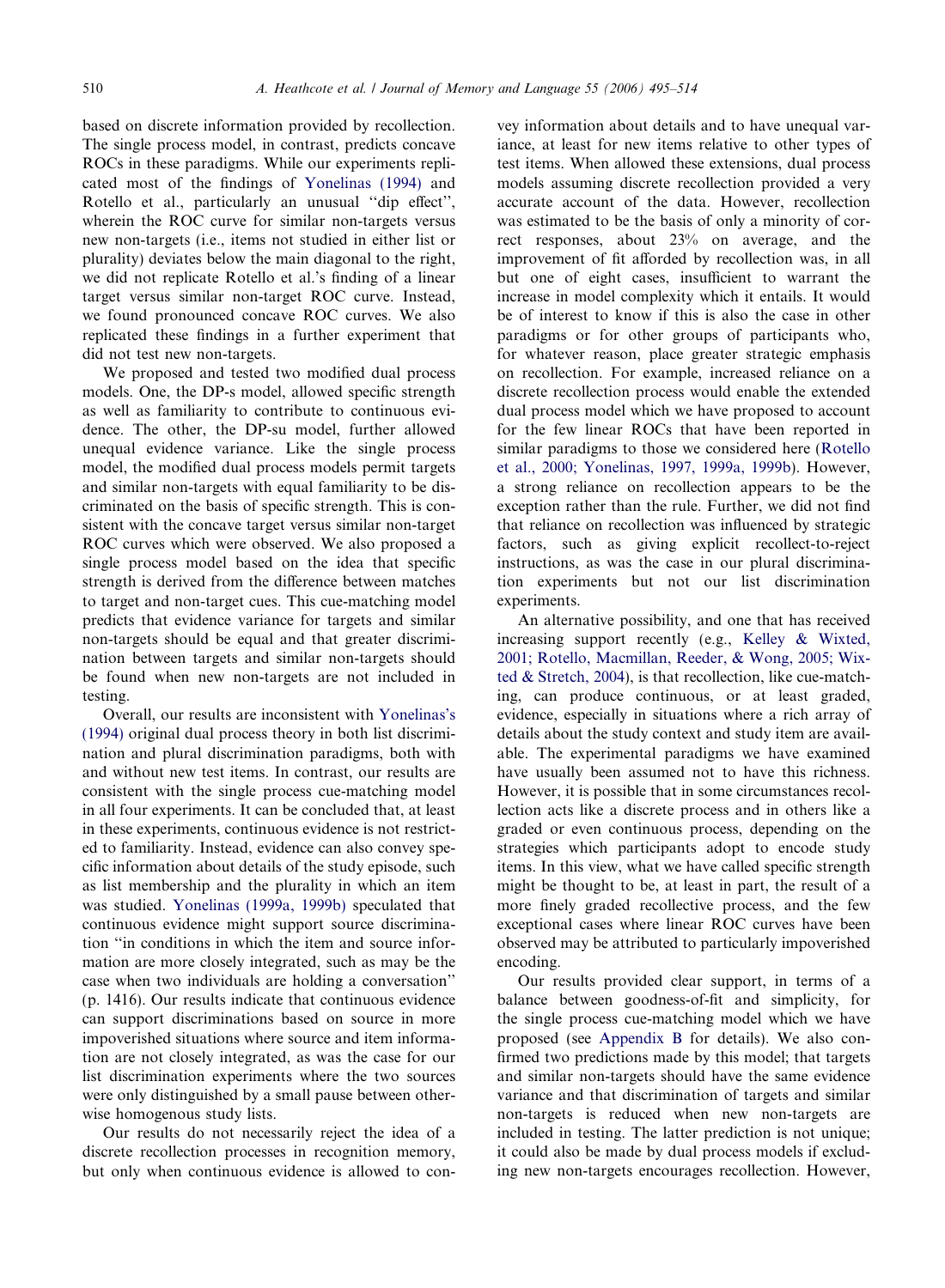based on discrete information provided by recollection. The single process model, in contrast, predicts concave ROCs in these paradigms. While our experiments replicated most of the findings of Yonelinas (1994) and Rotello et al., particularly an unusual ''dip effect'', wherein the ROC curve for similar non-targets versus new non-targets (i.e., items not studied in either list or plurality) deviates below the main diagonal to the right, we did not replicate Rotello et al.'s finding of a linear target versus similar non-target ROC curve. Instead, we found pronounced concave ROC curves. We also replicated these findings in a further experiment that did not test new non-targets.

We proposed and tested two modified dual process models. One, the DP-s model, allowed specific strength as well as familiarity to contribute to continuous evidence. The other, the DP-su model, further allowed unequal evidence variance. Like the single process model, the modified dual process models permit targets and similar non-targets with equal familiarity to be discriminated on the basis of specific strength. This is consistent with the concave target versus similar non-target ROC curves which were observed. We also proposed a single process model based on the idea that specific strength is derived from the difference between matches to target and non-target cues. This cue-matching model predicts that evidence variance for targets and similar non-targets should be equal and that greater discrimination between targets and similar non-targets should be found when new non-targets are not included in testing.

Overall, our results are inconsistent with Yonelinas's (1994) original dual process theory in both list discrimination and plural discrimination paradigms, both with and without new test items. In contrast, our results are consistent with the single process cue-matching model in all four experiments. It can be concluded that, at least in these experiments, continuous evidence is not restricted to familiarity. Instead, evidence can also convey specific information about details of the study episode, such as list membership and the plurality in which an item was studied. Yonelinas (1999a, 1999b) speculated that continuous evidence might support source discrimination ''in conditions in which the item and source information are more closely integrated, such as may be the case when two individuals are holding a conversation'' (p. 1416). Our results indicate that continuous evidence can support discriminations based on source in more impoverished situations where source and item information are not closely integrated, as was the case for our list discrimination experiments where the two sources were only distinguished by a small pause between otherwise homogenous study lists.

Our results do not necessarily reject the idea of a discrete recollection processes in recognition memory, but only when continuous evidence is allowed to convey information about details and to have unequal variance, at least for new items relative to other types of test items. When allowed these extensions, dual process models assuming discrete recollection provided a very accurate account of the data. However, recollection was estimated to be the basis of only a minority of correct responses, about 23% on average, and the improvement of fit afforded by recollection was, in all but one of eight cases, insufficient to warrant the increase in model complexity which it entails. It would be of interest to know if this is also the case in other paradigms or for other groups of participants who, for whatever reason, place greater strategic emphasis on recollection. For example, increased reliance on a discrete recollection process would enable the extended dual process model which we have proposed to account for the few linear ROCs that have been reported in similar paradigms to those we considered here (Rotello et al., 2000; Yonelinas, 1997, 1999a, 1999b). However, a strong reliance on recollection appears to be the exception rather than the rule. Further, we did not find that reliance on recollection was influenced by strategic factors, such as giving explicit recollect-to-reject instructions, as was the case in our plural discrimination experiments but not our list discrimination experiments.

An alternative possibility, and one that has received increasing support recently (e.g., Kelley & Wixted, 2001; Rotello, Macmillan, Reeder, & Wong, 2005; Wixted & Stretch, 2004), is that recollection, like cue-matching, can produce continuous, or at least graded, evidence, especially in situations where a rich array of details about the study context and study item are available. The experimental paradigms we have examined have usually been assumed not to have this richness. However, it is possible that in some circumstances recollection acts like a discrete process and in others like a graded or even continuous process, depending on the strategies which participants adopt to encode study items. In this view, what we have called specific strength might be thought to be, at least in part, the result of a more finely graded recollective process, and the few exceptional cases where linear ROC curves have been observed may be attributed to particularly impoverished encoding.

Our results provided clear support, in terms of a balance between goodness-of-fit and simplicity, for the single process cue-matching model which we have proposed (see Appendix B for details). We also confirmed two predictions made by this model; that targets and similar non-targets should have the same evidence variance and that discrimination of targets and similar non-targets is reduced when new non-targets are included in testing. The latter prediction is not unique; it could also be made by dual process models if excluding new non-targets encourages recollection. However,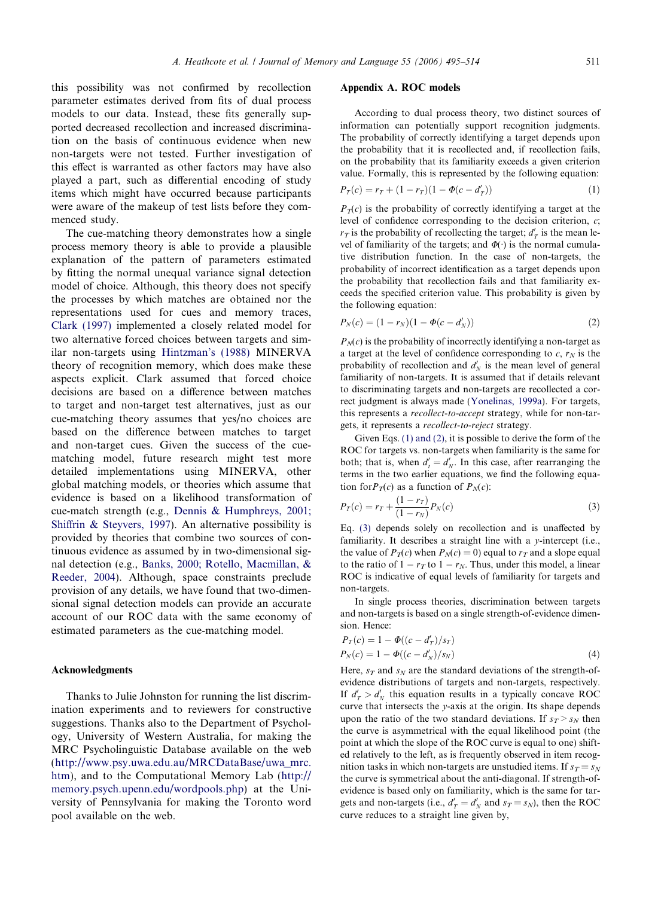this possibility was not confirmed by recollection parameter estimates derived from fits of dual process models to our data. Instead, these fits generally supported decreased recollection and increased discrimination on the basis of continuous evidence when new non-targets were not tested. Further investigation of this effect is warranted as other factors may have also played a part, such as differential encoding of study items which might have occurred because participants were aware of the makeup of test lists before they commenced study.

The cue-matching theory demonstrates how a single process memory theory is able to provide a plausible explanation of the pattern of parameters estimated by fitting the normal unequal variance signal detection model of choice. Although, this theory does not specify the processes by which matches are obtained nor the representations used for cues and memory traces, Clark (1997) implemented a closely related model for two alternative forced choices between targets and similar non-targets using Hintzman's (1988) MINERVA theory of recognition memory, which does make these aspects explicit. Clark assumed that forced choice decisions are based on a difference between matches to target and non-target test alternatives, just as our cue-matching theory assumes that yes/no choices are based on the difference between matches to target and non-target cues. Given the success of the cue-matching model, future research might test more detailed implementations using MINERVA, other global matching models, or theories which assume that evidence is based on a likelihood transformation of cue-match strength (e.g., Dennis & Humphreys, 2001; Shiffrin & Steyvers, 1997). An alternative possibility is provided by theories that combine two sources of continuous evidence as assumed by in two-dimensional signal detection (e.g., Banks, 2000; Rotello, Macmillan, & Reeder, 2004). Although, space constraints preclude provision of any details, we have found that two-dimensional signal detection models can provide an accurate account of our ROC data with the same economy of estimated parameters as the cue-matching model.

## Acknowledgments

Thanks to Julie Johnston for running the list discrimination experiments and to reviewers for constructive suggestions. Thanks also to the Department of Psychology, University of Western Australia, for making the MRC Psycholinguistic Database available on the web (http://www.psy.uwa.edu.au/MRCDataBase/uwa_mrc.htm), and to the Computational Memory Lab (http://memory.psych.upenn.edu/wordpools.php) at the University of Pennsylvania for making the Toronto word pool available on the web.

## Appendix A. ROC models

According to dual process theory, two distinct sources of information can potentially support recognition judgments. The probability of correctly identifying a target depends upon the probability that it is recollected and, if recollection fails, on the probability that its familiarity exceeds a given criterion value. Formally, this is represented by the following equation:

$$P_T(c) = r_T + (1 - r_T)(1 - \Phi(c - d'_T)) \tag{1}$$

$P_T(c)$ is the probability of correctly identifying a target at the level of confidence corresponding to the decision criterion, $c$; $r_T$ is the probability of recollecting the target; $d'_T$ is the mean level of familiarity of the targets; and $\Phi(\cdot)$ is the normal cumulative distribution function. In the case of non-targets, the probability of incorrect identification as a target depends upon the probability that recollection fails and that familiarity exceeds the specified criterion value. This probability is given by the following equation:

$$P_N(c) = (1 - r_N)(1 - \Phi(c - d'_N)) \tag{2}$$

$P_N(c)$ is the probability of incorrectly identifying a non-target as a target at the level of confidence corresponding to $c$, $r_N$ is the probability of recollection and $d'_N$ is the mean level of general familiarity of non-targets. It is assumed that if details relevant to discriminating targets and non-targets are recollected a correct judgment is always made (Yonelinas, 1999a). For targets, this represents a *recollect-to-accept* strategy, while for non-targets, it represents a *recollect-to-reject* strategy.

Given Eqs. (1) and (2), it is possible to derive the form of the ROC for targets vs. non-targets when familiarity is the same for both; that is, when $d'_t = d'_N$. In this case, after rearranging the terms in the two earlier equations, we find the following equation for $P_T(c)$ as a function of $P_N(c)$:

$$P_T(c) = r_T + \frac{(1 - r_T)}{(1 - r_N)} P_N(c) \tag{3}$$

Eq. (3) depends solely on recollection and is unaffected by familiarity. It describes a straight line with a $y$-intercept (i.e., the value of $P_T(c)$ when $P_N(c) = 0$) equal to $r_T$ and a slope equal to the ratio of $1 - r_T$ to $1 - r_N$. Thus, under this model, a linear ROC is indicative of equal levels of familiarity for targets and non-targets.

In single process theories, discrimination between targets and non-targets is based on a single strength-of-evidence dimension. Hence:

$$\begin{aligned} P_T(c) &= 1 - \Phi((c - d'_T)/s_T) \\ P_N(c) &= 1 - \Phi((c - d'_N)/s_N) \end{aligned} \tag{4}$$

Here, $s_T$ and $s_N$ are the standard deviations of the strength-of-evidence distributions of targets and non-targets, respectively. If $d'_T > d'_N$ this equation results in a typically concave ROC curve that intersects the $y$-axis at the origin. Its shape depends upon the ratio of the two standard deviations. If $s_T > s_N$ then the curve is asymmetrical with the equal likelihood point (the point at which the slope of the ROC curve is equal to one) shifted relatively to the left, as is frequently observed in item recognition tasks in which non-targets are unstudied items. If $s_T = s_N$ the curve is symmetrical about the anti-diagonal. If strength-of-evidence is based only on familiarity, which is the same for targets and non-targets (i.e., $d'_T = d'_N$ and $s_T = s_N$), then the ROC curve reduces to a straight line given by,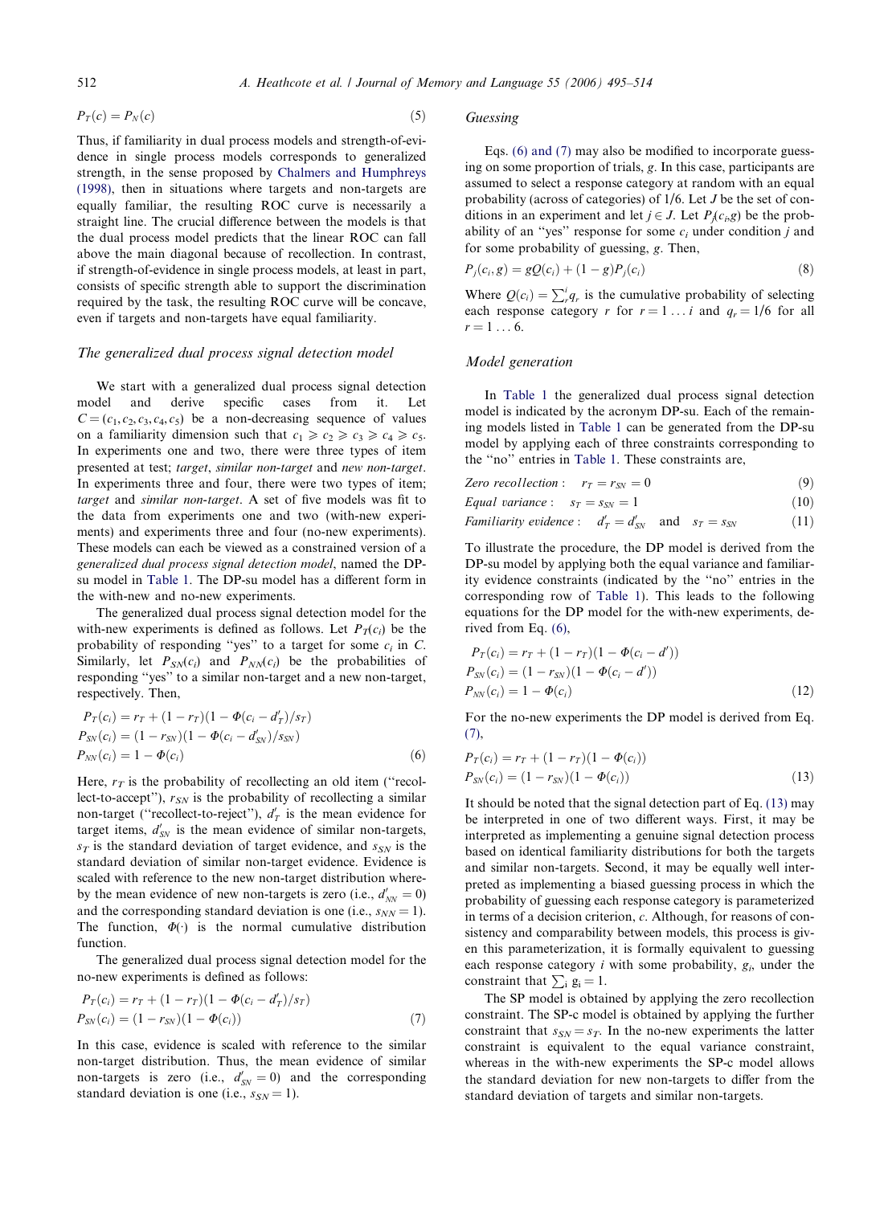$$P_T(c) = P_N(c) \tag{5}$$

Thus, if familiarity in dual process models and strength-of-evidence in single process models corresponds to generalized strength, in the sense proposed by Chalmers and Humphreys (1998), then in situations where targets and non-targets are equally familiar, the resulting ROC curve is necessarily a straight line. The crucial difference between the models is that the dual process model predicts that the linear ROC can fall above the main diagonal because of recollection. In contrast, if strength-of-evidence in single process models, at least in part, consists of specific strength able to support the discrimination required by the task, the resulting ROC curve will be concave, even if targets and non-targets have equal familiarity.

### The generalized dual process signal detection model

We start with a generalized dual process signal detection model and derive specific cases from it. Let $C = (c_1, c_2, c_3, c_4, c_5)$ be a non-decreasing sequence of values on a familiarity dimension such that $c_1 \geqslant c_2 \geqslant c_3 \geqslant c_4 \geqslant c_5$. In experiments one and two, there were three types of item presented at test; *target*, *similar non-target* and *new non-target*. In experiments three and four, there were two types of item; *target* and *similar non-target*. A set of five models was fit to the data from experiments one and two (with-new experiments) and experiments three and four (no-new experiments). These models can each be viewed as a constrained version of a *generalized dual process signal detection model*, named the DP-su model in Table 1. The DP-su model has a different form in the with-new and no-new experiments.

The generalized dual process signal detection model for the with-new experiments is defined as follows. Let $P_T(c_i)$ be the probability of responding "yes" to a target for some $c_i$ in $C$. Similarly, let $P_{SN}(c_i)$ and $P_{NN}(c_i)$ be the probabilities of responding "yes" to a similar non-target and a new non-target, respectively. Then,

$$\begin{aligned}
P_T(c_i) &= r_T + (1 - r_T)(1 - \Phi(c_i - d'_T)/s_T) \\
P_{SN}(c_i) &= (1 - r_{SN})(1 - \Phi(c_i - d'_{SN})/s_{SN}) \\
P_{NN}(c_i) &= 1 - \Phi(c_i)
\end{aligned} \tag{6}$$

Here, $r_T$ is the probability of recollecting an old item ("recollect-to-accept"), $r_{SN}$ is the probability of recollecting a similar non-target ("recollect-to-reject"), $d'_T$ is the mean evidence for target items, $d'_{SN}$ is the mean evidence of similar non-targets, $s_T$ is the standard deviation of target evidence, and $s_{SN}$ is the standard deviation of similar non-target evidence. Evidence is scaled with reference to the new non-target distribution whereby the mean evidence of new non-targets is zero (i.e., $d'_{NN} = 0$) and the corresponding standard deviation is one (i.e., $s_{NN} = 1$). The function, $\Phi(\cdot)$ is the normal cumulative distribution function.

The generalized dual process signal detection model for the no-new experiments is defined as follows:

$$\begin{aligned}
P_T(c_i) &= r_T + (1 - r_T)(1 - \Phi(c_i - d'_T)/s_T) \\
P_{SN}(c_i) &= (1 - r_{SN})(1 - \Phi(c_i))
\end{aligned} \tag{7}$$

In this case, evidence is scaled with reference to the similar non-target distribution. Thus, the mean evidence of similar non-targets is zero (i.e., $d'_{SN} = 0$) and the corresponding standard deviation is one (i.e., $s_{SN} = 1$).

### Guessing

Eqs. (6) and (7) may also be modified to incorporate guessing on some proportion of trials, $g$. In this case, participants are assumed to select a response category at random with an equal probability (across of categories) of 1/6. Let $J$ be the set of conditions in an experiment and let $j \in J$. Let $P_j(c_i, g)$ be the probability of an "yes" response for some $c_i$ under condition $j$ and for some probability of guessing, $g$. Then,

$$P_j(c_i, g) = gQ(c_i) + (1 - g)P_j(c_i) \tag{8}$$

Where $Q(c_i) = \sum_r^i q_r$ is the cumulative probability of selecting each response category $r$ for $r = 1 \ldots i$ and $q_r = 1/6$ for all $r = 1 \ldots 6$.

### Model generation

In Table 1 the generalized dual process signal detection model is indicated by the acronym DP-su. Each of the remaining models listed in Table 1 can be generated from the DP-su model by applying each of three constraints corresponding to the "no" entries in Table 1. These constraints are,

$$\text{Zero recollection}: \quad r_T = r_{SN} = 0 \tag{9}$$

$$\text{Equal variance}: \quad s_T = s_{SN} = 1 \tag{10}$$

$$\text{Familiarity evidence}: \quad d'_T = d'_{SN} \quad \text{and} \quad s_T = s_{SN} \tag{11}$$

To illustrate the procedure, the DP model is derived from the DP-su model by applying both the equal variance and familiarity evidence constraints (indicated by the "no" entries in the corresponding row of Table 1). This leads to the following equations for the DP model for the with-new experiments, derived from Eq. (6),

$$\begin{aligned}
P_T(c_i) &= r_T + (1 - r_T)(1 - \Phi(c_i - d')) \\
P_{SN}(c_i) &= (1 - r_{SN})(1 - \Phi(c_i - d')) \\
P_{NN}(c_i) &= 1 - \Phi(c_i)
\end{aligned} \tag{12}$$

For the no-new experiments the DP model is derived from Eq. (7),

$$\begin{aligned}
P_T(c_i) &= r_T + (1 - r_T)(1 - \Phi(c_i)) \\
P_{SN}(c_i) &= (1 - r_{SN})(1 - \Phi(c_i))
\end{aligned} \tag{13}$$

It should be noted that the signal detection part of Eq. (13) may be interpreted in one of two different ways. First, it may be interpreted as implementing a genuine signal detection process based on identical familiarity distributions for both the targets and similar non-targets. Second, it may be equally well interpreted as implementing a biased guessing process in which the probability of guessing each response category is parameterized in terms of a decision criterion, $c$. Although, for reasons of consistency and comparability between models, this process is given this parameterization, it is formally equivalent to guessing each response category $i$ with some probability, $g_i$, under the constraint that $\sum_i g_i = 1$.

The SP model is obtained by applying the zero recollection constraint. The SP-c model is obtained by applying the further constraint that $s_{SN} = s_T$. In the no-new experiments the latter constraint is equivalent to the equal variance constraint, whereas in the with-new experiments the SP-c model allows the standard deviation for new non-targets to differ from the standard deviation of targets and similar non-targets.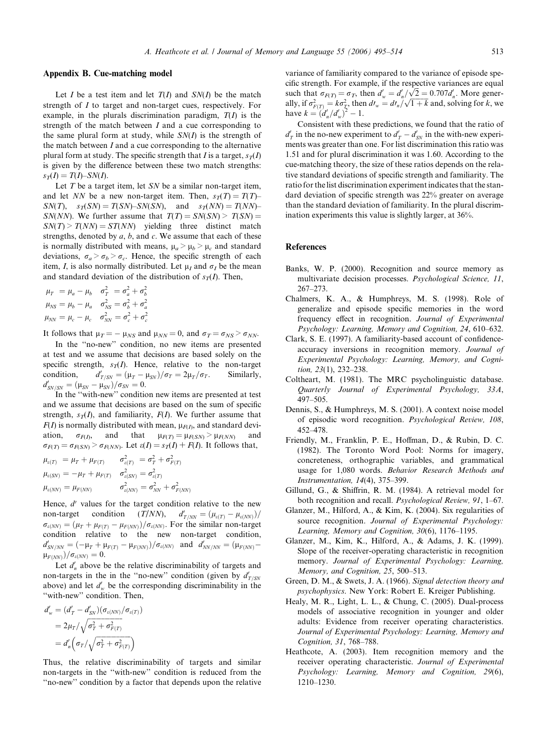## Appendix B. Cue-matching model

Let $I$ be a test item and let $T(I)$ and $SN(I)$ be the match strength of $I$ to target and non-target cues, respectively. For example, in the plurals discrimination paradigm, $T(I)$ is the strength of the match between $I$ and a cue corresponding to the same plural form at study, while $SN(I)$ is the strength of the match between $I$ and a cue corresponding to the alternative plural form at study. The specific strength that $I$ is a target, $s_T(I)$ is given by the difference between these two match strengths: $s_T(I) = T(I)–SN(I)$.

Let $T$ be a target item, let $SN$ be a similar non-target item, and let $NN$ be a new non-target item. Then, $s_T(T) = T(T)–SN(T)$, $s_T(SN) = T(SN)–SN(SN)$, and $s_T(NN) = T(NN)–SN(NN)$. We further assume that $T(T) = SN(SN) > T(SN) = SN(T) > T(NN) = ST(NN)$ yielding three distinct match strengths, denoted by $a$, $b$, and $c$. We assume that each of these is normally distributed with means, $\mu_a > \mu_b > \mu_c$ and standard deviations, $\sigma_a > \sigma_b > \sigma_c$. Hence, the specific strength of each item, $I$, is also normally distributed. Let $\mu_I$ and $\sigma_I$ be the mean and standard deviation of the distribution of $s_T(I)$. Then,

$$\mu_T = \mu_a - \mu_b \quad \sigma_T^2 = \sigma_a^2 + \sigma_b^2$$
$$\mu_{NS} = \mu_b - \mu_a \quad \sigma_{NS}^2 = \sigma_b^2 + \sigma_a^2$$
$$\mu_{NN} = \mu_c - \mu_c \quad \sigma_{NN}^2 = \sigma_c^2 + \sigma_c^2$$

It follows that $\mu_T = -\mu_{NS}$ and $\mu_{NN} = 0$, and $\sigma_T = \sigma_{NS} > \sigma_{NN}$.

In the "no-new" condition, no new items are presented at test and we assume that decisions are based solely on the specific strength, $s_T(I)$. Hence, relative to the non-target condition, $d'_{T/SN} = (\mu_T - \mu_{SN})/\sigma_T = 2\mu_T/\sigma_T$. Similarly, $d'_{SN/SN} = (\mu_{SN} - \mu_{SN})/\sigma_{SN} = 0$.

In the "with-new" condition new items are presented at test and we assume that decisions are based on the sum of specific strength, $s_T(I)$, and familiarity, $F(I)$. We further assume that $F(I)$ is normally distributed with mean, $\mu_{F(I)}$, and standard deviation, $\sigma_{F(I)}$, and that $\mu_{F(T)} = \mu_{F(SN)} > \mu_{F(NN)}$ and $\sigma_{F(T)} = \sigma_{F(SN)} > \sigma_{F(NN)}$. Let $\varepsilon(I) = s_T(I) + F(I)$. It follows that,

$$\mu_{\varepsilon(T)} = \mu_T + \mu_{F(T)} \qquad \sigma^2_{\varepsilon(T)} = \sigma_T^2 + \sigma^2_{F(T)}$$
$$\mu_{\varepsilon(SN)} = -\mu_T + \mu_{F(T)} \quad \sigma^2_{\varepsilon(SN)} = \sigma^2_{\varepsilon(T)}$$
$$\mu_{\varepsilon(NN)} = \mu_{F(NN)} \qquad \sigma^2_{\varepsilon(NN)} = \sigma^2_{NN} + \sigma^2_{F(NN)}$$

Hence, $d'$ values for the target condition relative to the new non-target condition $(T/NN)$, $d'_{T/NN} = (\mu_{\varepsilon(T)} - \mu_{\varepsilon(NN)})/\sigma_{\varepsilon(NN)} = (\mu_T + \mu_{F(T)} - \mu_{F(NN)})/\sigma_{\varepsilon(NN)}$. For the similar non-target condition relative to the new non-target condition, $d'_{SN/NN} = (-\mu_T + \mu_{F(T)} - \mu_{F(NN)})/\sigma_{\varepsilon(NN)}$ and $d'_{NN/NN} = (\mu_{F(NN)} - \mu_{F(NN)})/\sigma_{\varepsilon(NN)} = 0$.

Let $d'_n$ above be the relative discriminability of targets and non-targets in the in the "no-new" condition (given by $d'_{T/SN}$ above) and let $d'_w$ be the corresponding discriminability in the "with-new" condition. Then,

$$
\begin{aligned}
d'_w &= (d'_T - d'_{SN})(\sigma_{\varepsilon(NN)}/\sigma_{\varepsilon(T)}) \\
&= 2\mu_T\Big/\sqrt{\sigma_T^2 + \sigma^2_{F(T)}} \\
&= d'_n\left(\sigma_T\Big/\sqrt{\sigma_T^2 + \sigma^2_{F(T)}}\right)
\end{aligned}
$$

Thus, the relative discriminability of targets and similar non-targets in the "with-new" condition is reduced from the "no-new" condition by a factor that depends upon the relative variance of familiarity compared to the variance of episode specific strength. For example, if the respective variances are equal such that $\sigma_{F(T)} = \sigma_T$, then $d'_w = d'_n/\sqrt{2} = 0.707d'_n$. More generally, if $\sigma^2_{F(T)} = k\sigma^2_T$, then $d'_w = d'_n/\sqrt{1+k}$ and, solving for $k$, we have $k = (d'_n/d'_w)^2 - 1$.

Consistent with these predictions, we found that the ratio of $d'_T$ in the no-new experiment to $d'_T - d'_{SN}$ in the with-new experiments was greater than one. For list discrimination this ratio was 1.51 and for plural discrimination it was 1.60. According to the cue-matching theory, the size of these ratios depends on the relative standard deviations of specific strength and familiarity. The ratio for the list discrimination experiment indicates that the standard deviation of specific strength was 22% greater on average than the standard deviation of familiarity. In the plural discrimination experiments this value is slightly larger, at 36%.

## References

Banks, W. P. (2000). Recognition and source memory as multivariate decision processes. *Psychological Science, 11*, 267–273.

Chalmers, K. A., & Humphreys, M. S. (1998). Role of generalize and episode specific memories in the word frequency effect in recognition. *Journal of Experimental Psychology: Learning, Memory and Cognition, 24*, 610–632.

Clark, S. E. (1997). A familiarity-based account of confidence-accuracy inversions in recognition memory. *Journal of Experimental Psychology: Learning, Memory, and Cognition, 23*(1), 232–238.

Coltheart, M. (1981). The MRC psycholinguistic database. *Quarterly Journal of Experimental Psychology, 33A*, 497–505.

Dennis, S., & Humphreys, M. S. (2001). A context noise model of episodic word recognition. *Psychological Review, 108*, 452–478.

Friendly, M., Franklin, P. E., Hoffman, D., & Rubin, D. C. (1982). The Toronto Word Pool: Norms for imagery, concreteness, orthographic variables, and grammatical usage for 1,080 words. *Behavior Research Methods and Instrumentation, 14*(4), 375–399.

Gillund, G., & Shiffrin, R. M. (1984). A retrieval model for both recognition and recall. *Psychological Review, 91*, 1–67.

Glanzer, M., Hilford, A., & Kim, K. (2004). Six regularities of source recognition. *Journal of Experimental Psychology: Learning, Memory and Cognition, 30*(6), 1176–1195.

Glanzer, M., Kim, K., Hilford, A., & Adams, J. K. (1999). Slope of the receiver-operating characteristic in recognition memory. *Journal of Experimental Psychology: Learning, Memory, and Cognition, 25*, 500–513.

Green, D. M., & Swets, J. A. (1966). *Signal detection theory and psychophysics*. New York: Robert E. Kreiger Publishing.

Healy, M. R., Light, L. L., & Chung, C. (2005). Dual-process models of associative recognition in younger and older adults: Evidence from receiver operating characteristics. *Journal of Experimental Psychology: Learning, Memory and Cognition, 31*, 768–788.

Heathcote, A. (2003). Item recognition memory and the receiver operating characteristic. *Journal of Experimental Psychology: Learning, Memory and Cognition, 29*(6), 1210–1230.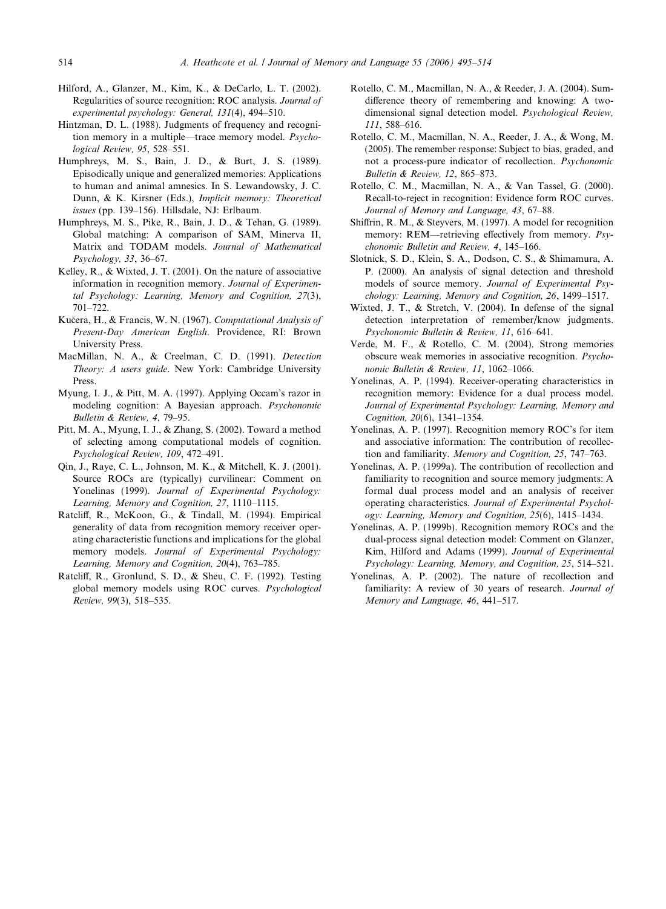Hilford, A., Glanzer, M., Kim, K., & DeCarlo, L. T. (2002). Regularities of source recognition: ROC analysis. *Journal of experimental psychology: General, 131*(4), 494–510.

Hintzman, D. L. (1988). Judgments of frequency and recognition memory in a multiple—trace memory model. *Psychological Review, 95*, 528–551.

Humphreys, M. S., Bain, J. D., & Burt, J. S. (1989). Episodically unique and generalized memories: Applications to human and animal amnesics. In S. Lewandowsky, J. C. Dunn, & K. Kirsner (Eds.), *Implicit memory: Theoretical issues* (pp. 139–156). Hillsdale, NJ: Erlbaum.

Humphreys, M. S., Pike, R., Bain, J. D., & Tehan, G. (1989). Global matching: A comparison of SAM, Minerva II, Matrix and TODAM models. *Journal of Mathematical Psychology, 33*, 36–67.

Kelley, R., & Wixted, J. T. (2001). On the nature of associative information in recognition memory. *Journal of Experimental Psychology: Learning, Memory and Cognition, 27*(3), 701–722.

Kučera, H., & Francis, W. N. (1967). *Computational Analysis of Present-Day American English*. Providence, RI: Brown University Press.

MacMillan, N. A., & Creelman, C. D. (1991). *Detection Theory: A users guide*. New York: Cambridge University Press.

Myung, I. J., & Pitt, M. A. (1997). Applying Occam's razor in modeling cognition: A Bayesian approach. *Psychonomic Bulletin & Review, 4*, 79–95.

Pitt, M. A., Myung, I. J., & Zhang, S. (2002). Toward a method of selecting among computational models of cognition. *Psychological Review, 109*, 472–491.

Qin, J., Raye, C. L., Johnson, M. K., & Mitchell, K. J. (2001). Source ROCs are (typically) curvilinear: Comment on Yonelinas (1999). *Journal of Experimental Psychology: Learning, Memory and Cognition, 27*, 1110–1115.

Ratcliff, R., McKoon, G., & Tindall, M. (1994). Empirical generality of data from recognition memory receiver operating characteristic functions and implications for the global memory models. *Journal of Experimental Psychology: Learning, Memory and Cognition, 20*(4), 763–785.

Ratcliff, R., Gronlund, S. D., & Sheu, C. F. (1992). Testing global memory models using ROC curves. *Psychological Review, 99*(3), 518–535.

Rotello, C. M., Macmillan, N. A., & Reeder, J. A. (2004). Sum-difference theory of remembering and knowing: A two-dimensional signal detection model. *Psychological Review, 111*, 588–616.

Rotello, C. M., Macmillan, N. A., Reeder, J. A., & Wong, M. (2005). The remember response: Subject to bias, graded, and not a process-pure indicator of recollection. *Psychonomic Bulletin & Review, 12*, 865–873.

Rotello, C. M., Macmillan, N. A., & Van Tassel, G. (2000). Recall-to-reject in recognition: Evidence form ROC curves. *Journal of Memory and Language, 43*, 67–88.

Shiffrin, R. M., & Steyvers, M. (1997). A model for recognition memory: REM—retrieving effectively from memory. *Psychonomic Bulletin and Review, 4*, 145–166.

Slotnick, S. D., Klein, S. A., Dodson, C. S., & Shimamura, A. P. (2000). An analysis of signal detection and threshold models of source memory. *Journal of Experimental Psychology: Learning, Memory and Cognition, 26*, 1499–1517.

Wixted, J. T., & Stretch, V. (2004). In defense of the signal detection interpretation of remember/know judgments. *Psychonomic Bulletin & Review, 11*, 616–641.

Verde, M. F., & Rotello, C. M. (2004). Strong memories obscure weak memories in associative recognition. *Psychonomic Bulletin & Review, 11*, 1062–1066.

Yonelinas, A. P. (1994). Receiver-operating characteristics in recognition memory: Evidence for a dual process model. *Journal of Experimental Psychology: Learning, Memory and Cognition, 20*(6), 1341–1354.

Yonelinas, A. P. (1997). Recognition memory ROC's for item and associative information: The contribution of recollection and familiarity. *Memory and Cognition, 25*, 747–763.

Yonelinas, A. P. (1999a). The contribution of recollection and familiarity to recognition and source memory judgments: A formal dual process model and an analysis of receiver operating characteristics. *Journal of Experimental Psychology: Learning, Memory and Cognition, 25*(6), 1415–1434.

Yonelinas, A. P. (1999b). Recognition memory ROCs and the dual-process signal detection model: Comment on Glanzer, Kim, Hilford and Adams (1999). *Journal of Experimental Psychology: Learning, Memory, and Cognition, 25*, 514–521.

Yonelinas, A. P. (2002). The nature of recollection and familiarity: A review of 30 years of research. *Journal of Memory and Language, 46*, 441–517.